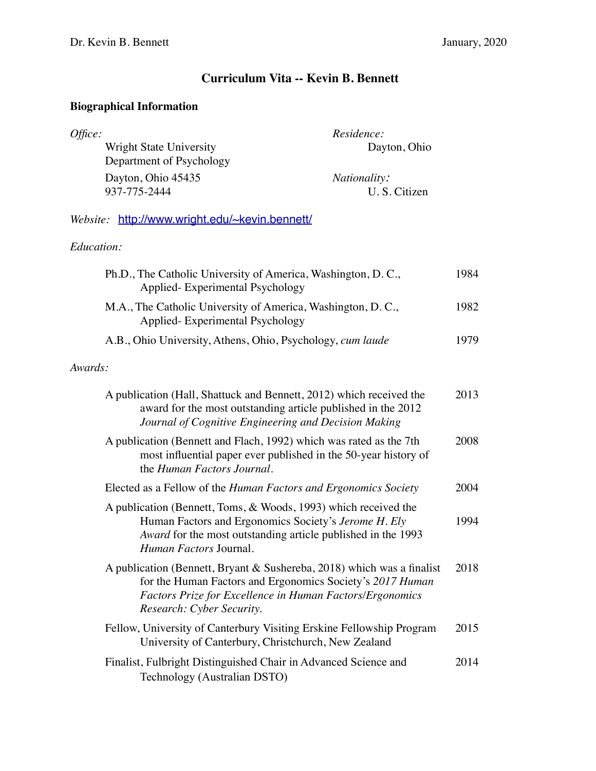Dr. Kevin B. Bennett January, 2020

# Curriculum Vita -- Kevin B. Bennett

## Biographical Information

*Office:*
Wright State University
Department of Psychology
Dayton, Ohio 45435
937-775-2444

*Residence:*
Dayton, Ohio

*Nationality:*
U. S. Citizen

*Website:* [http://www.wright.edu/~kevin.bennett/](http://www.wright.edu/~kevin.bennett/)

*Education:*

| | |
|---|---|
| Ph.D., The Catholic University of America, Washington, D. C., Applied- Experimental Psychology | 1984 |
| M.A., The Catholic University of America, Washington, D. C., Applied- Experimental Psychology | 1982 |
| A.B., Ohio University, Athens, Ohio, Psychology, *cum laude* | 1979 |

*Awards:*

| | |
|---|---|
| A publication (Hall, Shattuck and Bennett, 2012) which received the award for the most outstanding article published in the 2012 *Journal of Cognitive Engineering and Decision Making* | 2013 |
| A publication (Bennett and Flach, 1992) which was rated as the 7th most influential paper ever published in the 50-year history of the *Human Factors Journal*. | 2008 |
| Elected as a Fellow of the *Human Factors and Ergonomics Society* | 2004 |
| A publication (Bennett, Toms, & Woods, 1993) which received the Human Factors and Ergonomics Society's *Jerome H. Ely Award* for the most outstanding article published in the 1993 *Human Factors* Journal. | 1994 |
| A publication (Bennett, Bryant & Sushereba, 2018) which was a finalist for the Human Factors and Ergonomics Society's *2017 Human Factors Prize for Excellence in Human Factors/Ergonomics Research: Cyber Security.* | 2018 |
| Fellow, University of Canterbury Visiting Erskine Fellowship Program University of Canterbury, Christchurch, New Zealand | 2015 |
| Finalist, Fulbright Distinguished Chair in Advanced Science and Technology (Australian DSTO) | 2014 |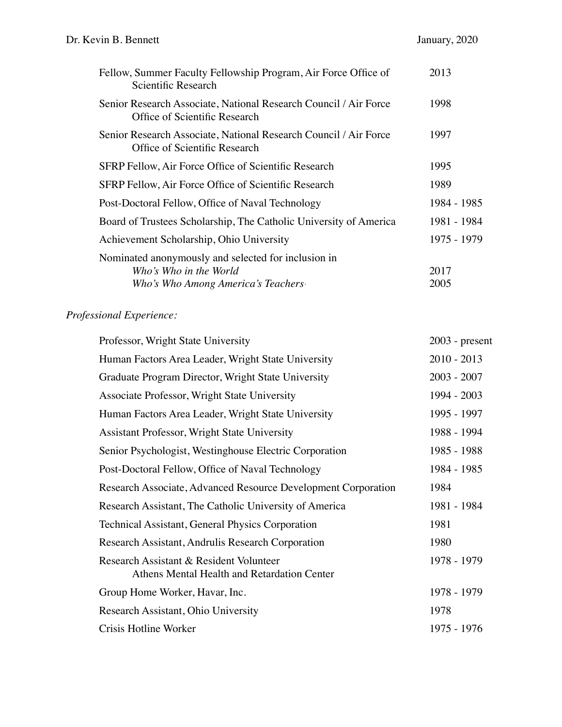| | |
|---|---|
| Fellow, Summer Faculty Fellowship Program, Air Force Office of Scientific Research | 2013 |
| Senior Research Associate, National Research Council / Air Force Office of Scientific Research | 1998 |
| Senior Research Associate, National Research Council / Air Force Office of Scientific Research | 1997 |
| SFRP Fellow, Air Force Office of Scientific Research | 1995 |
| SFRP Fellow, Air Force Office of Scientific Research | 1989 |
| Post-Doctoral Fellow, Office of Naval Technology | 1984 - 1985 |
| Board of Trustees Scholarship, The Catholic University of America | 1981 - 1984 |
| Achievement Scholarship, Ohio University | 1975 - 1979 |
| Nominated anonymously and selected for inclusion in | |
| *Who's Who in the World* | 2017 |
| *Who's Who Among America's Teachers* | 2005 |

*Professional Experience:*

| | |
|---|---|
| Professor, Wright State University | 2003 - present |
| Human Factors Area Leader, Wright State University | 2010 - 2013 |
| Graduate Program Director, Wright State University | 2003 - 2007 |
| Associate Professor, Wright State University | 1994 - 2003 |
| Human Factors Area Leader, Wright State University | 1995 - 1997 |
| Assistant Professor, Wright State University | 1988 - 1994 |
| Senior Psychologist, Westinghouse Electric Corporation | 1985 - 1988 |
| Post-Doctoral Fellow, Office of Naval Technology | 1984 - 1985 |
| Research Associate, Advanced Resource Development Corporation | 1984 |
| Research Assistant, The Catholic University of America | 1981 - 1984 |
| Technical Assistant, General Physics Corporation | 1981 |
| Research Assistant, Andrulis Research Corporation | 1980 |
| Research Assistant & Resident Volunteer Athens Mental Health and Retardation Center | 1978 - 1979 |
| Group Home Worker, Havar, Inc. | 1978 - 1979 |
| Research Assistant, Ohio University | 1978 |
| Crisis Hotline Worker | 1975 - 1976 |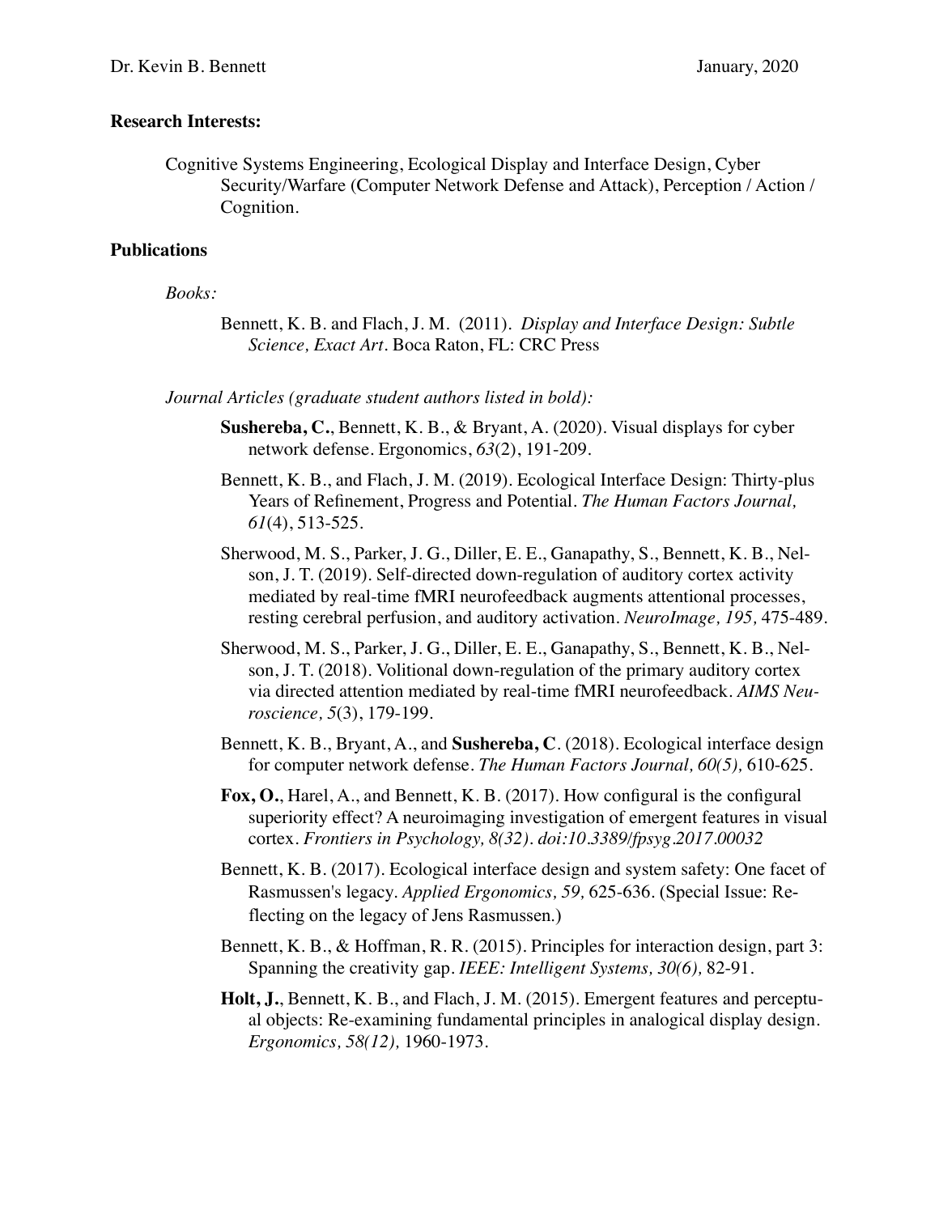**Research Interests:**

Cognitive Systems Engineering, Ecological Display and Interface Design, Cyber Security/Warfare (Computer Network Defense and Attack), Perception / Action / Cognition.

**Publications**

*Books:*

Bennett, K. B. and Flach, J. M. (2011). *Display and Interface Design: Subtle Science, Exact Art*. Boca Raton, FL: CRC Press

*Journal Articles (graduate student authors listed in bold):*

**Sushereba, C.**, Bennett, K. B., & Bryant, A. (2020). Visual displays for cyber network defense. Ergonomics, *63*(2), 191-209.

Bennett, K. B., and Flach, J. M. (2019). Ecological Interface Design: Thirty-plus Years of Refinement, Progress and Potential. *The Human Factors Journal, 61*(4), 513-525.

Sherwood, M. S., Parker, J. G., Diller, E. E., Ganapathy, S., Bennett, K. B., Nelson, J. T. (2019). Self-directed down-regulation of auditory cortex activity mediated by real-time fMRI neurofeedback augments attentional processes, resting cerebral perfusion, and auditory activation. *NeuroImage, 195,* 475-489.

Sherwood, M. S., Parker, J. G., Diller, E. E., Ganapathy, S., Bennett, K. B., Nelson, J. T. (2018). Volitional down-regulation of the primary auditory cortex via directed attention mediated by real-time fMRI neurofeedback. *AIMS Neuroscience, 5*(3), 179-199.

Bennett, K. B., Bryant, A., and **Sushereba, C**. (2018). Ecological interface design for computer network defense. *The Human Factors Journal, 60(5),* 610-625.

**Fox, O.**, Harel, A., and Bennett, K. B. (2017). How configural is the configural superiority effect? A neuroimaging investigation of emergent features in visual cortex. *Frontiers in Psychology, 8(32). doi:10.3389/fpsyg.2017.00032*

Bennett, K. B. (2017). Ecological interface design and system safety: One facet of Rasmussen's legacy. *Applied Ergonomics, 59,* 625-636. (Special Issue: Reflecting on the legacy of Jens Rasmussen.)

Bennett, K. B., & Hoffman, R. R. (2015). Principles for interaction design, part 3: Spanning the creativity gap. *IEEE: Intelligent Systems, 30(6),* 82-91.

**Holt, J.**, Bennett, K. B., and Flach, J. M. (2015). Emergent features and perceptual objects: Re-examining fundamental principles in analogical display design. *Ergonomics, 58(12),* 1960-1973.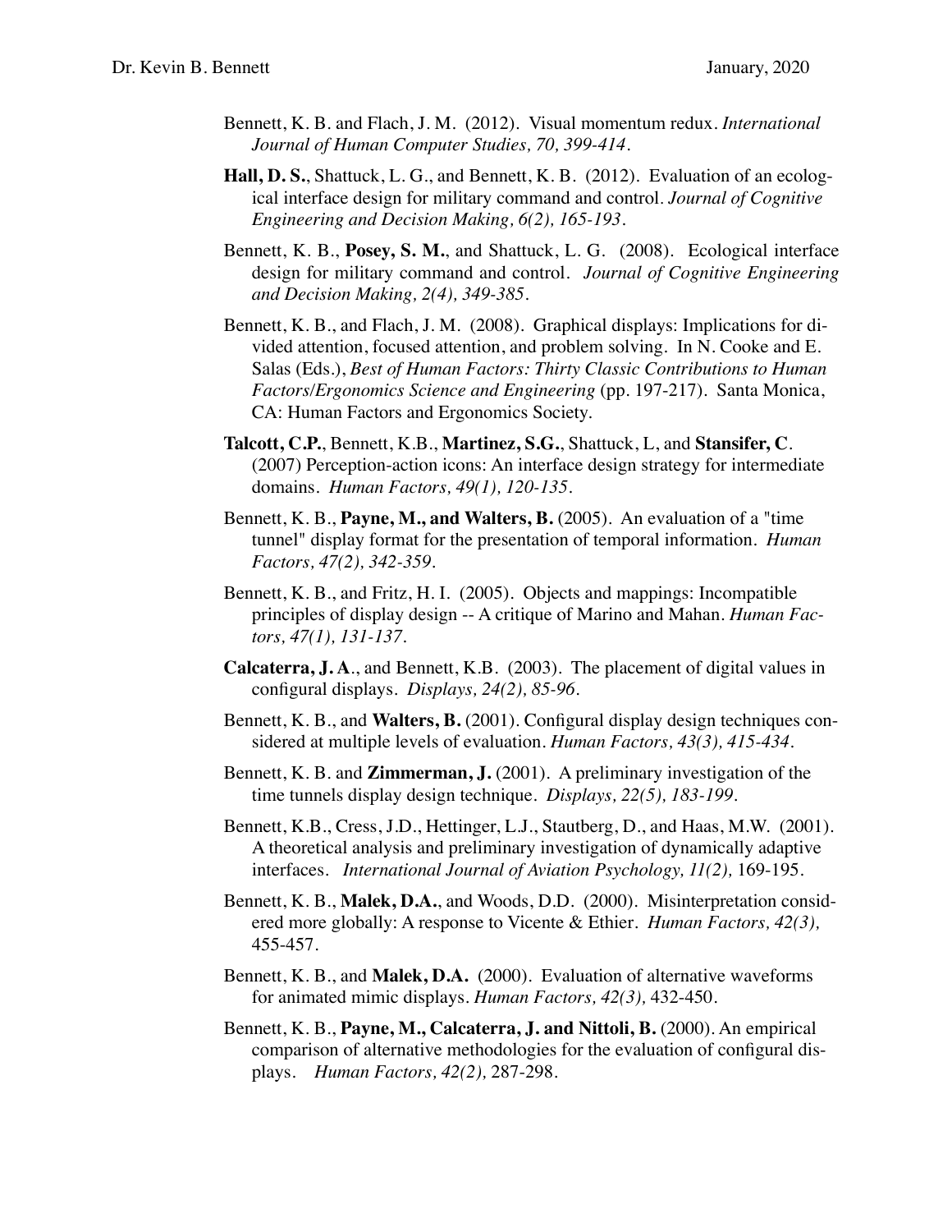Bennett, K. B. and Flach, J. M. (2012). Visual momentum redux. *International Journal of Human Computer Studies, 70, 399-414*.

**Hall, D. S.**, Shattuck, L. G., and Bennett, K. B. (2012). Evaluation of an ecological interface design for military command and control. *Journal of Cognitive Engineering and Decision Making, 6(2), 165-193*.

Bennett, K. B., **Posey, S. M.**, and Shattuck, L. G. (2008). Ecological interface design for military command and control. *Journal of Cognitive Engineering and Decision Making, 2(4), 349-385*.

Bennett, K. B., and Flach, J. M. (2008). Graphical displays: Implications for divided attention, focused attention, and problem solving. In N. Cooke and E. Salas (Eds.), *Best of Human Factors: Thirty Classic Contributions to Human Factors/Ergonomics Science and Engineering* (pp. 197-217). Santa Monica, CA: Human Factors and Ergonomics Society.

**Talcott, C.P.**, Bennett, K.B., **Martinez, S.G.**, Shattuck, L, and **Stansifer, C**. (2007) Perception-action icons: An interface design strategy for intermediate domains. *Human Factors, 49(1), 120-135*.

Bennett, K. B., **Payne, M., and Walters, B.** (2005). An evaluation of a "time tunnel" display format for the presentation of temporal information. *Human Factors, 47(2), 342-359*.

Bennett, K. B., and Fritz, H. I. (2005). Objects and mappings: Incompatible principles of display design -- A critique of Marino and Mahan. *Human Factors, 47(1), 131-137*.

**Calcaterra, J. A**., and Bennett, K.B. (2003). The placement of digital values in configural displays. *Displays, 24(2), 85-96*.

Bennett, K. B., and **Walters, B.** (2001). Configural display design techniques considered at multiple levels of evaluation. *Human Factors, 43(3), 415-434*.

Bennett, K. B. and **Zimmerman, J.** (2001). A preliminary investigation of the time tunnels display design technique. *Displays, 22(5), 183-199*.

Bennett, K.B., Cress, J.D., Hettinger, L.J., Stautberg, D., and Haas, M.W. (2001). A theoretical analysis and preliminary investigation of dynamically adaptive interfaces. *International Journal of Aviation Psychology, 11(2),* 169-195.

Bennett, K. B., **Malek, D.A.**, and Woods, D.D. (2000). Misinterpretation considered more globally: A response to Vicente & Ethier. *Human Factors, 42(3),* 455-457.

Bennett, K. B., and **Malek, D.A.** (2000). Evaluation of alternative waveforms for animated mimic displays. *Human Factors, 42(3),* 432-450.

Bennett, K. B., **Payne, M., Calcaterra, J. and Nittoli, B.** (2000). An empirical comparison of alternative methodologies for the evaluation of configural displays. *Human Factors, 42(2),* 287-298.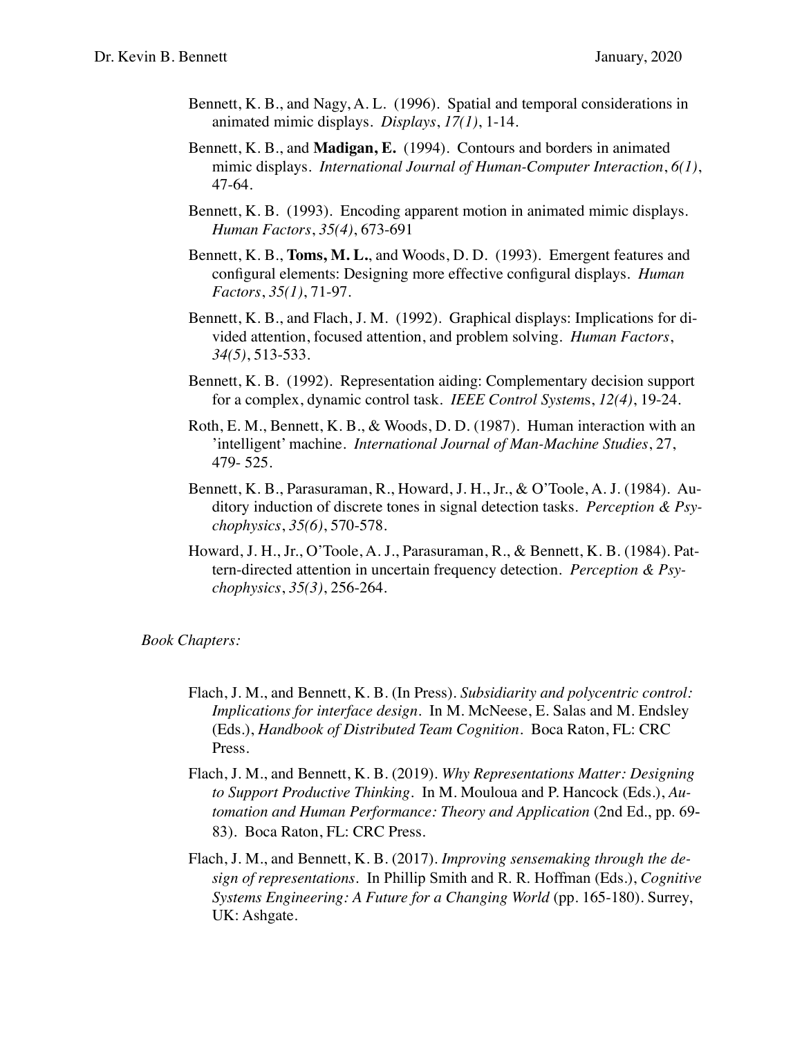Bennett, K. B., and Nagy, A. L. (1996). Spatial and temporal considerations in animated mimic displays. *Displays*, *17(1)*, 1-14.

Bennett, K. B., and **Madigan, E.** (1994). Contours and borders in animated mimic displays. *International Journal of Human-Computer Interaction*, *6(1)*, 47-64.

Bennett, K. B. (1993). Encoding apparent motion in animated mimic displays. *Human Factors*, *35(4)*, 673-691

Bennett, K. B., **Toms, M. L.**, and Woods, D. D. (1993). Emergent features and configural elements: Designing more effective configural displays. *Human Factors*, *35(1)*, 71-97.

Bennett, K. B., and Flach, J. M. (1992). Graphical displays: Implications for divided attention, focused attention, and problem solving. *Human Factors*, *34(5)*, 513-533.

Bennett, K. B. (1992). Representation aiding: Complementary decision support for a complex, dynamic control task. *IEEE Control Systems*, *12(4)*, 19-24.

Roth, E. M., Bennett, K. B., & Woods, D. D. (1987). Human interaction with an 'intelligent' machine. *International Journal of Man-Machine Studies*, 27, 479- 525.

Bennett, K. B., Parasuraman, R., Howard, J. H., Jr., & O'Toole, A. J. (1984). Auditory induction of discrete tones in signal detection tasks. *Perception & Psychophysics*, *35(6)*, 570-578.

Howard, J. H., Jr., O'Toole, A. J., Parasuraman, R., & Bennett, K. B. (1984). Pattern-directed attention in uncertain frequency detection. *Perception & Psychophysics*, *35(3)*, 256-264.

*Book Chapters:*

Flach, J. M., and Bennett, K. B. (In Press). *Subsidiarity and polycentric control: Implications for interface design*. In M. McNeese, E. Salas and M. Endsley (Eds.), *Handbook of Distributed Team Cognition*. Boca Raton, FL: CRC Press.

Flach, J. M., and Bennett, K. B. (2019). *Why Representations Matter: Designing to Support Productive Thinking*. In M. Mouloua and P. Hancock (Eds.), *Automation and Human Performance: Theory and Application* (2nd Ed., pp. 69-83). Boca Raton, FL: CRC Press.

Flach, J. M., and Bennett, K. B. (2017). *Improving sensemaking through the design of representations*. In Phillip Smith and R. R. Hoffman (Eds.), *Cognitive Systems Engineering: A Future for a Changing World* (pp. 165-180). Surrey, UK: Ashgate.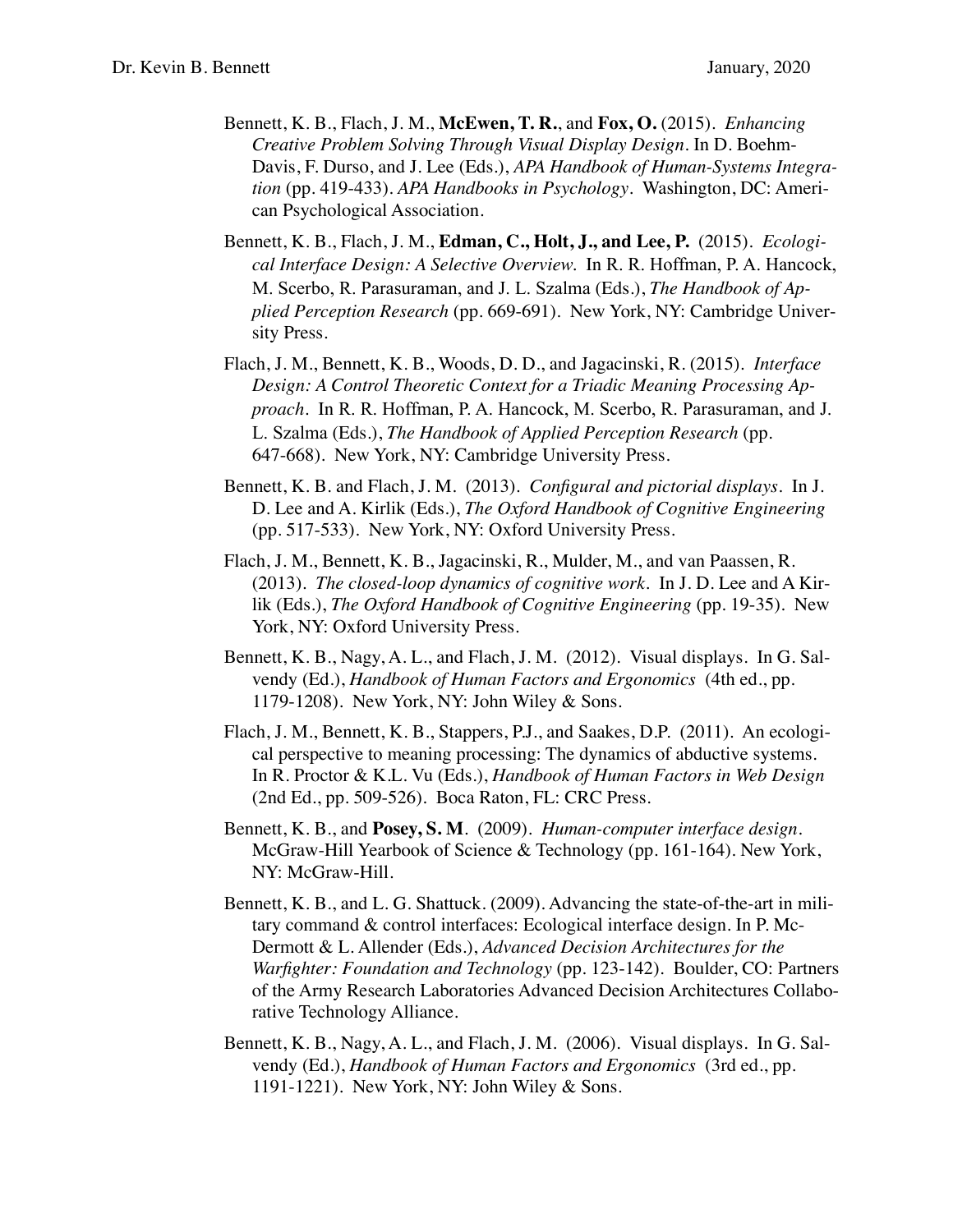Bennett, K. B., Flach, J. M., **McEwen, T. R.**, and **Fox, O.** (2015). *Enhancing Creative Problem Solving Through Visual Display Design*. In D. Boehm-Davis, F. Durso, and J. Lee (Eds.), *APA Handbook of Human-Systems Integration* (pp. 419-433). *APA Handbooks in Psychology*. Washington, DC: American Psychological Association.

Bennett, K. B., Flach, J. M., **Edman, C., Holt, J., and Lee, P.** (2015). *Ecological Interface Design: A Selective Overview.* In R. R. Hoffman, P. A. Hancock, M. Scerbo, R. Parasuraman, and J. L. Szalma (Eds.), *The Handbook of Applied Perception Research* (pp. 669-691). New York, NY: Cambridge University Press.

Flach, J. M., Bennett, K. B., Woods, D. D., and Jagacinski, R. (2015). *Interface Design: A Control Theoretic Context for a Triadic Meaning Processing Approach*. In R. R. Hoffman, P. A. Hancock, M. Scerbo, R. Parasuraman, and J. L. Szalma (Eds.), *The Handbook of Applied Perception Research* (pp. 647-668). New York, NY: Cambridge University Press.

Bennett, K. B. and Flach, J. M. (2013). *Configural and pictorial displays*. In J. D. Lee and A. Kirlik (Eds.), *The Oxford Handbook of Cognitive Engineering* (pp. 517-533). New York, NY: Oxford University Press.

Flach, J. M., Bennett, K. B., Jagacinski, R., Mulder, M., and van Paassen, R. (2013). *The closed-loop dynamics of cognitive work*. In J. D. Lee and A Kirlik (Eds.), *The Oxford Handbook of Cognitive Engineering* (pp. 19-35). New York, NY: Oxford University Press.

Bennett, K. B., Nagy, A. L., and Flach, J. M. (2012). Visual displays. In G. Salvendy (Ed.), *Handbook of Human Factors and Ergonomics* (4th ed., pp. 1179-1208). New York, NY: John Wiley & Sons.

Flach, J. M., Bennett, K. B., Stappers, P.J., and Saakes, D.P. (2011). An ecological perspective to meaning processing: The dynamics of abductive systems. In R. Proctor & K.L. Vu (Eds.), *Handbook of Human Factors in Web Design* (2nd Ed., pp. 509-526). Boca Raton, FL: CRC Press.

Bennett, K. B., and **Posey, S. M**. (2009). *Human-computer interface design*. McGraw-Hill Yearbook of Science & Technology (pp. 161-164). New York, NY: McGraw-Hill.

Bennett, K. B., and L. G. Shattuck. (2009). Advancing the state-of-the-art in military command & control interfaces: Ecological interface design. In P. McDermott & L. Allender (Eds.), *Advanced Decision Architectures for the Warfighter: Foundation and Technology* (pp. 123-142). Boulder, CO: Partners of the Army Research Laboratories Advanced Decision Architectures Collaborative Technology Alliance.

Bennett, K. B., Nagy, A. L., and Flach, J. M. (2006). Visual displays. In G. Salvendy (Ed.), *Handbook of Human Factors and Ergonomics* (3rd ed., pp. 1191-1221). New York, NY: John Wiley & Sons.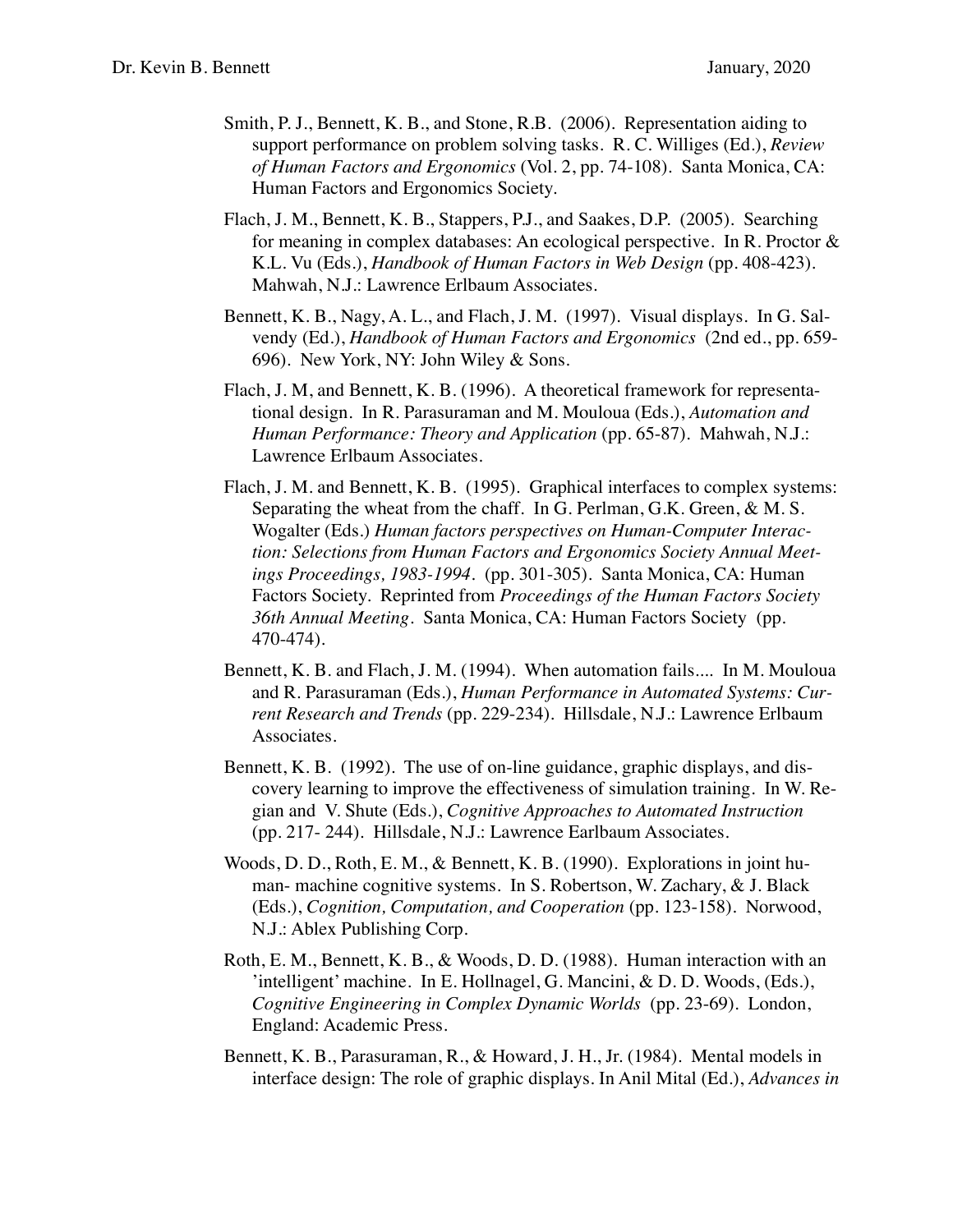Smith, P. J., Bennett, K. B., and Stone, R.B. (2006). Representation aiding to support performance on problem solving tasks. R. C. Williges (Ed.), *Review of Human Factors and Ergonomics* (Vol. 2, pp. 74-108). Santa Monica, CA: Human Factors and Ergonomics Society.

Flach, J. M., Bennett, K. B., Stappers, P.J., and Saakes, D.P. (2005). Searching for meaning in complex databases: An ecological perspective. In R. Proctor & K.L. Vu (Eds.), *Handbook of Human Factors in Web Design* (pp. 408-423). Mahwah, N.J.: Lawrence Erlbaum Associates.

Bennett, K. B., Nagy, A. L., and Flach, J. M. (1997). Visual displays. In G. Salvendy (Ed.), *Handbook of Human Factors and Ergonomics* (2nd ed., pp. 659-696). New York, NY: John Wiley & Sons.

Flach, J. M, and Bennett, K. B. (1996). A theoretical framework for representational design. In R. Parasuraman and M. Mouloua (Eds.), *Automation and Human Performance: Theory and Application* (pp. 65-87). Mahwah, N.J.: Lawrence Erlbaum Associates.

Flach, J. M. and Bennett, K. B. (1995). Graphical interfaces to complex systems: Separating the wheat from the chaff. In G. Perlman, G.K. Green, & M. S. Wogalter (Eds.) *Human factors perspectives on Human-Computer Interaction: Selections from Human Factors and Ergonomics Society Annual Meetings Proceedings, 1983-1994*. (pp. 301-305). Santa Monica, CA: Human Factors Society. Reprinted from *Proceedings of the Human Factors Society 36th Annual Meeting*. Santa Monica, CA: Human Factors Society (pp. 470-474).

Bennett, K. B. and Flach, J. M. (1994). When automation fails.... In M. Mouloua and R. Parasuraman (Eds.), *Human Performance in Automated Systems: Current Research and Trends* (pp. 229-234). Hillsdale, N.J.: Lawrence Erlbaum Associates.

Bennett, K. B. (1992). The use of on-line guidance, graphic displays, and discovery learning to improve the effectiveness of simulation training. In W. Regian and V. Shute (Eds.), *Cognitive Approaches to Automated Instruction* (pp. 217- 244). Hillsdale, N.J.: Lawrence Earlbaum Associates.

Woods, D. D., Roth, E. M., & Bennett, K. B. (1990). Explorations in joint human- machine cognitive systems. In S. Robertson, W. Zachary, & J. Black (Eds.), *Cognition, Computation, and Cooperation* (pp. 123-158). Norwood, N.J.: Ablex Publishing Corp.

Roth, E. M., Bennett, K. B., & Woods, D. D. (1988). Human interaction with an 'intelligent' machine. In E. Hollnagel, G. Mancini, & D. D. Woods, (Eds.), *Cognitive Engineering in Complex Dynamic Worlds* (pp. 23-69). London, England: Academic Press.

Bennett, K. B., Parasuraman, R., & Howard, J. H., Jr. (1984). Mental models in interface design: The role of graphic displays. In Anil Mital (Ed.), *Advances in*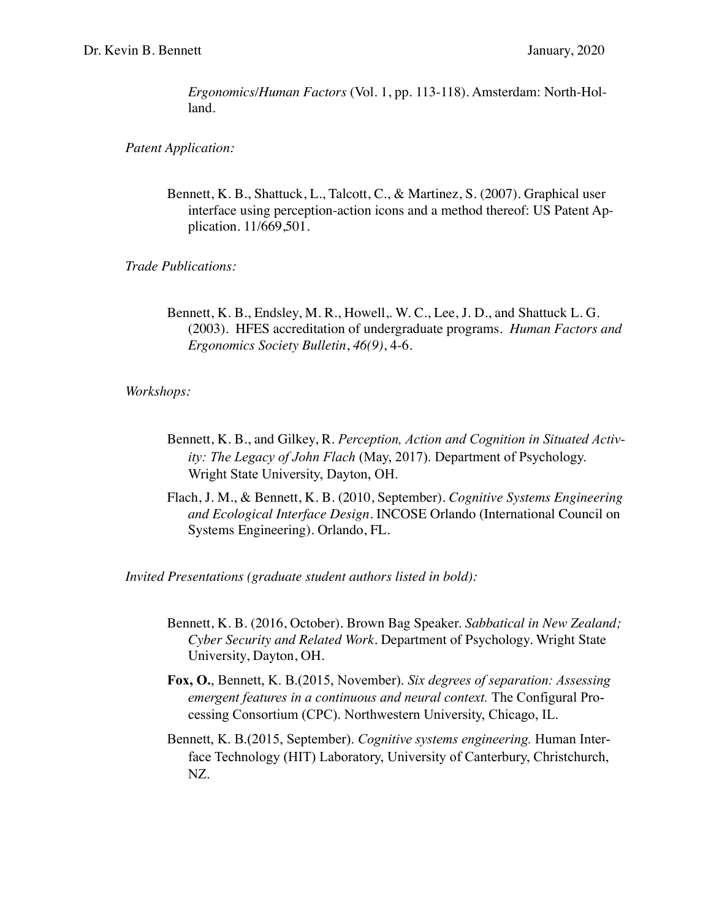*Ergonomics/Human Factors* (Vol. 1, pp. 113-118). Amsterdam: North-Holland.

*Patent Application:*

Bennett, K. B., Shattuck, L., Talcott, C., & Martinez, S. (2007). Graphical user interface using perception-action icons and a method thereof: US Patent Application. 11/669,501.

*Trade Publications:*

Bennett, K. B., Endsley, M. R., Howell,. W. C., Lee, J. D., and Shattuck L. G. (2003). HFES accreditation of undergraduate programs. *Human Factors and Ergonomics Society Bulletin*, *46(9)*, 4-6.

*Workshops:*

Bennett, K. B., and Gilkey, R. *Perception, Action and Cognition in Situated Activity: The Legacy of John Flach* (May, 2017). Department of Psychology. Wright State University, Dayton, OH.

Flach, J. M., & Bennett, K. B. (2010, September). *Cognitive Systems Engineering and Ecological Interface Design*. INCOSE Orlando (International Council on Systems Engineering). Orlando, FL.

*Invited Presentations (graduate student authors listed in bold):*

Bennett, K. B. (2016, October). Brown Bag Speaker. *Sabbatical in New Zealand; Cyber Security and Related Work*. Department of Psychology. Wright State University, Dayton, OH.

**Fox, O.**, Bennett, K. B.(2015, November). *Six degrees of separation: Assessing emergent features in a continuous and neural context.* The Configural Processing Consortium (CPC). Northwestern University, Chicago, IL.

Bennett, K. B.(2015, September). *Cognitive systems engineering.* Human Interface Technology (HIT) Laboratory, University of Canterbury, Christchurch, NZ.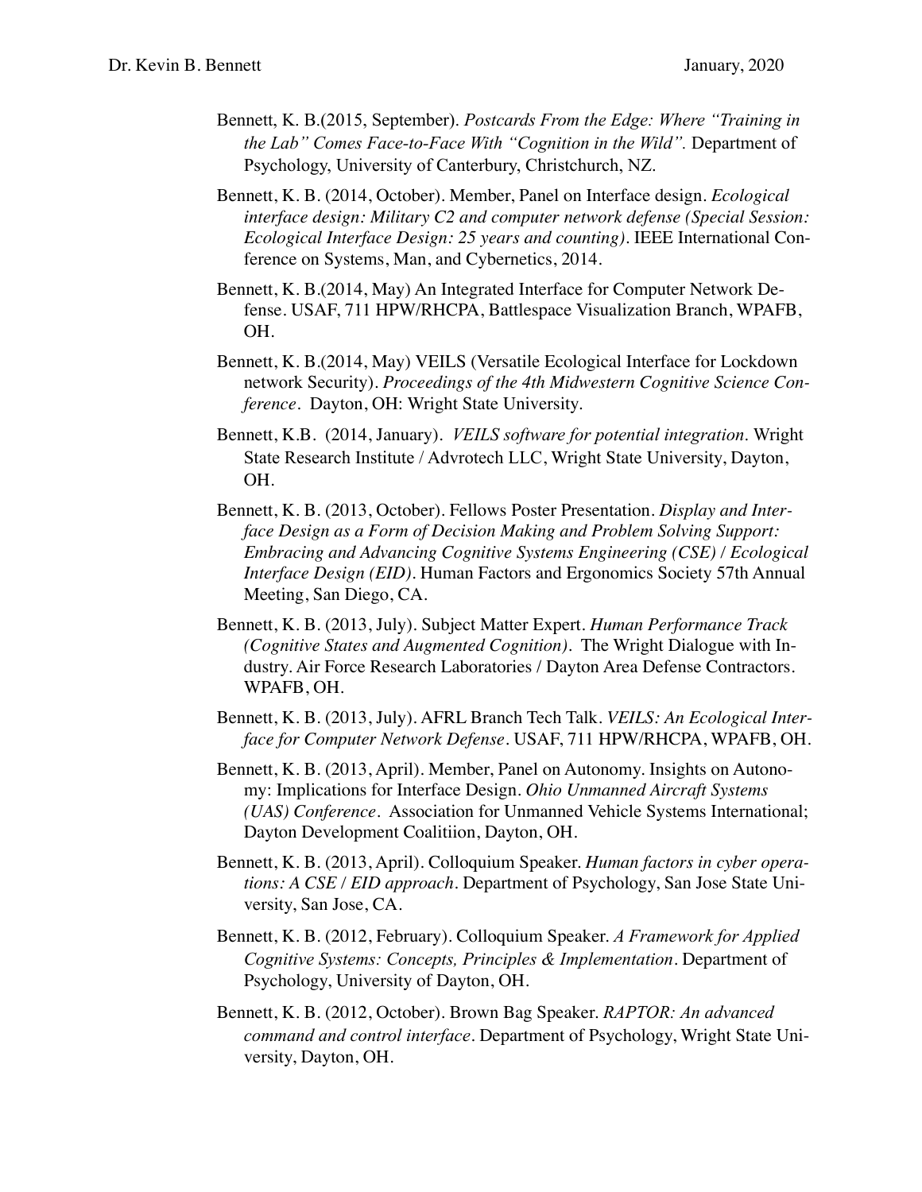Bennett, K. B.(2015, September). *Postcards From the Edge: Where "Training in the Lab" Comes Face-to-Face With "Cognition in the Wild".* Department of Psychology, University of Canterbury, Christchurch, NZ.

Bennett, K. B. (2014, October). Member, Panel on Interface design. *Ecological interface design: Military C2 and computer network defense (Special Session: Ecological Interface Design: 25 years and counting)*. IEEE International Conference on Systems, Man, and Cybernetics, 2014.

Bennett, K. B.(2014, May) An Integrated Interface for Computer Network Defense. USAF, 711 HPW/RHCPA, Battlespace Visualization Branch, WPAFB, OH.

Bennett, K. B.(2014, May) VEILS (Versatile Ecological Interface for Lockdown network Security). *Proceedings of the 4th Midwestern Cognitive Science Conference*. Dayton, OH: Wright State University.

Bennett, K.B. (2014, January). *VEILS software for potential integration.* Wright State Research Institute / Advrotech LLC, Wright State University, Dayton, OH.

Bennett, K. B. (2013, October). Fellows Poster Presentation. *Display and Interface Design as a Form of Decision Making and Problem Solving Support: Embracing and Advancing Cognitive Systems Engineering (CSE) / Ecological Interface Design (EID)*. Human Factors and Ergonomics Society 57th Annual Meeting, San Diego, CA.

Bennett, K. B. (2013, July). Subject Matter Expert. *Human Performance Track (Cognitive States and Augmented Cognition)*. The Wright Dialogue with Industry. Air Force Research Laboratories / Dayton Area Defense Contractors. WPAFB, OH.

Bennett, K. B. (2013, July). AFRL Branch Tech Talk. *VEILS: An Ecological Interface for Computer Network Defense*. USAF, 711 HPW/RHCPA, WPAFB, OH.

Bennett, K. B. (2013, April). Member, Panel on Autonomy. Insights on Autonomy: Implications for Interface Design. *Ohio Unmanned Aircraft Systems (UAS) Conference*. Association for Unmanned Vehicle Systems International; Dayton Development Coalitiion, Dayton, OH.

Bennett, K. B. (2013, April). Colloquium Speaker. *Human factors in cyber operations: A CSE / EID approach*. Department of Psychology, San Jose State University, San Jose, CA.

Bennett, K. B. (2012, February). Colloquium Speaker. *A Framework for Applied Cognitive Systems: Concepts, Principles & Implementation*. Department of Psychology, University of Dayton, OH.

Bennett, K. B. (2012, October). Brown Bag Speaker. *RAPTOR: An advanced command and control interface*. Department of Psychology, Wright State University, Dayton, OH.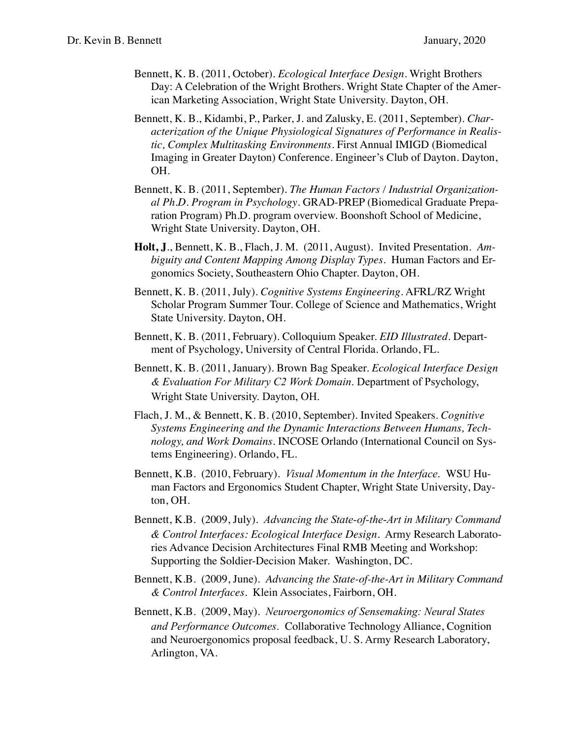Bennett, K. B. (2011, October). *Ecological Interface Design*. Wright Brothers Day: A Celebration of the Wright Brothers. Wright State Chapter of the American Marketing Association, Wright State University. Dayton, OH.

Bennett, K. B., Kidambi, P., Parker, J. and Zalusky, E. (2011, September). *Characterization of the Unique Physiological Signatures of Performance in Realistic, Complex Multitasking Environments*. First Annual IMIGD (Biomedical Imaging in Greater Dayton) Conference. Engineer's Club of Dayton. Dayton, OH.

Bennett, K. B. (2011, September). *The Human Factors / Industrial Organizational Ph.D. Program in Psychology*. GRAD-PREP (Biomedical Graduate Preparation Program) Ph.D. program overview. Boonshoft School of Medicine, Wright State University. Dayton, OH.

**Holt, J**., Bennett, K. B., Flach, J. M. (2011, August). Invited Presentation. *Ambiguity and Content Mapping Among Display Types*. Human Factors and Ergonomics Society, Southeastern Ohio Chapter. Dayton, OH.

Bennett, K. B. (2011, July). *Cognitive Systems Engineering*. AFRL/RZ Wright Scholar Program Summer Tour. College of Science and Mathematics, Wright State University. Dayton, OH.

Bennett, K. B. (2011, February). Colloquium Speaker. *EID Illustrated*. Department of Psychology, University of Central Florida. Orlando, FL.

Bennett, K. B. (2011, January). Brown Bag Speaker. *Ecological Interface Design & Evaluation For Military C2 Work Domain*. Department of Psychology, Wright State University. Dayton, OH.

Flach, J. M., & Bennett, K. B. (2010, September). Invited Speakers. *Cognitive Systems Engineering and the Dynamic Interactions Between Humans, Technology, and Work Domains*. INCOSE Orlando (International Council on Systems Engineering). Orlando, FL.

Bennett, K.B. (2010, February). *Visual Momentum in the Interface.* WSU Human Factors and Ergonomics Student Chapter, Wright State University, Dayton, OH.

Bennett, K.B. (2009, July). *Advancing the State-of-the-Art in Military Command & Control Interfaces: Ecological Interface Design*. Army Research Laboratories Advance Decision Architectures Final RMB Meeting and Workshop: Supporting the Soldier-Decision Maker. Washington, DC.

Bennett, K.B. (2009, June). *Advancing the State-of-the-Art in Military Command & Control Interfaces*. Klein Associates, Fairborn, OH.

Bennett, K.B. (2009, May). *Neuroergonomics of Sensemaking: Neural States and Performance Outcomes*. Collaborative Technology Alliance, Cognition and Neuroergonomics proposal feedback, U. S. Army Research Laboratory, Arlington, VA.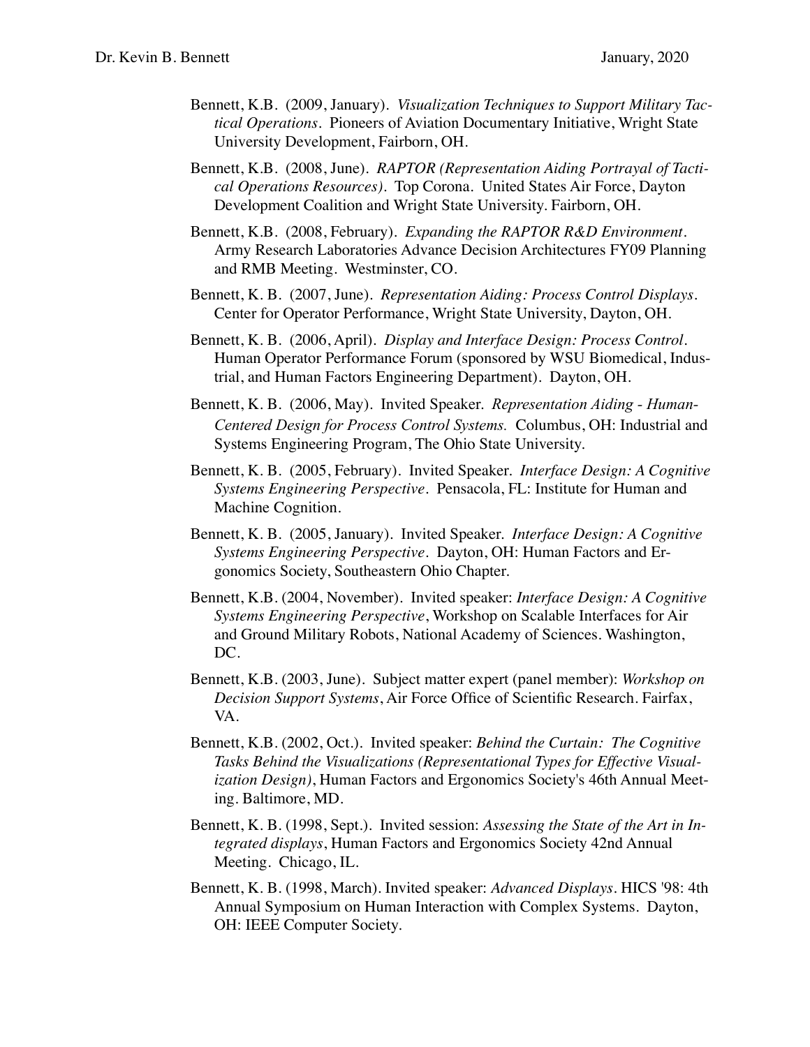Bennett, K.B. (2009, January). *Visualization Techniques to Support Military Tactical Operations*. Pioneers of Aviation Documentary Initiative, Wright State University Development, Fairborn, OH.

Bennett, K.B. (2008, June). *RAPTOR (Representation Aiding Portrayal of Tactical Operations Resources)*. Top Corona. United States Air Force, Dayton Development Coalition and Wright State University. Fairborn, OH.

Bennett, K.B. (2008, February). *Expanding the RAPTOR R&D Environment*. Army Research Laboratories Advance Decision Architectures FY09 Planning and RMB Meeting. Westminster, CO.

Bennett, K. B. (2007, June). *Representation Aiding: Process Control Displays*. Center for Operator Performance, Wright State University, Dayton, OH.

Bennett, K. B. (2006, April). *Display and Interface Design: Process Control*. Human Operator Performance Forum (sponsored by WSU Biomedical, Industrial, and Human Factors Engineering Department). Dayton, OH.

Bennett, K. B. (2006, May). Invited Speaker. *Representation Aiding - Human-Centered Design for Process Control Systems.* Columbus, OH: Industrial and Systems Engineering Program, The Ohio State University.

Bennett, K. B. (2005, February). Invited Speaker. *Interface Design: A Cognitive Systems Engineering Perspective*. Pensacola, FL: Institute for Human and Machine Cognition.

Bennett, K. B. (2005, January). Invited Speaker. *Interface Design: A Cognitive Systems Engineering Perspective*. Dayton, OH: Human Factors and Ergonomics Society, Southeastern Ohio Chapter.

Bennett, K.B. (2004, November). Invited speaker: *Interface Design: A Cognitive Systems Engineering Perspective*, Workshop on Scalable Interfaces for Air and Ground Military Robots, National Academy of Sciences. Washington, DC.

Bennett, K.B. (2003, June). Subject matter expert (panel member): *Workshop on Decision Support Systems*, Air Force Office of Scientific Research. Fairfax, VA.

Bennett, K.B. (2002, Oct.). Invited speaker: *Behind the Curtain: The Cognitive Tasks Behind the Visualizations (Representational Types for Effective Visualization Design)*, Human Factors and Ergonomics Society's 46th Annual Meeting. Baltimore, MD.

Bennett, K. B. (1998, Sept.). Invited session: *Assessing the State of the Art in Integrated displays*, Human Factors and Ergonomics Society 42nd Annual Meeting. Chicago, IL.

Bennett, K. B. (1998, March). Invited speaker: *Advanced Displays*. HICS '98: 4th Annual Symposium on Human Interaction with Complex Systems. Dayton, OH: IEEE Computer Society.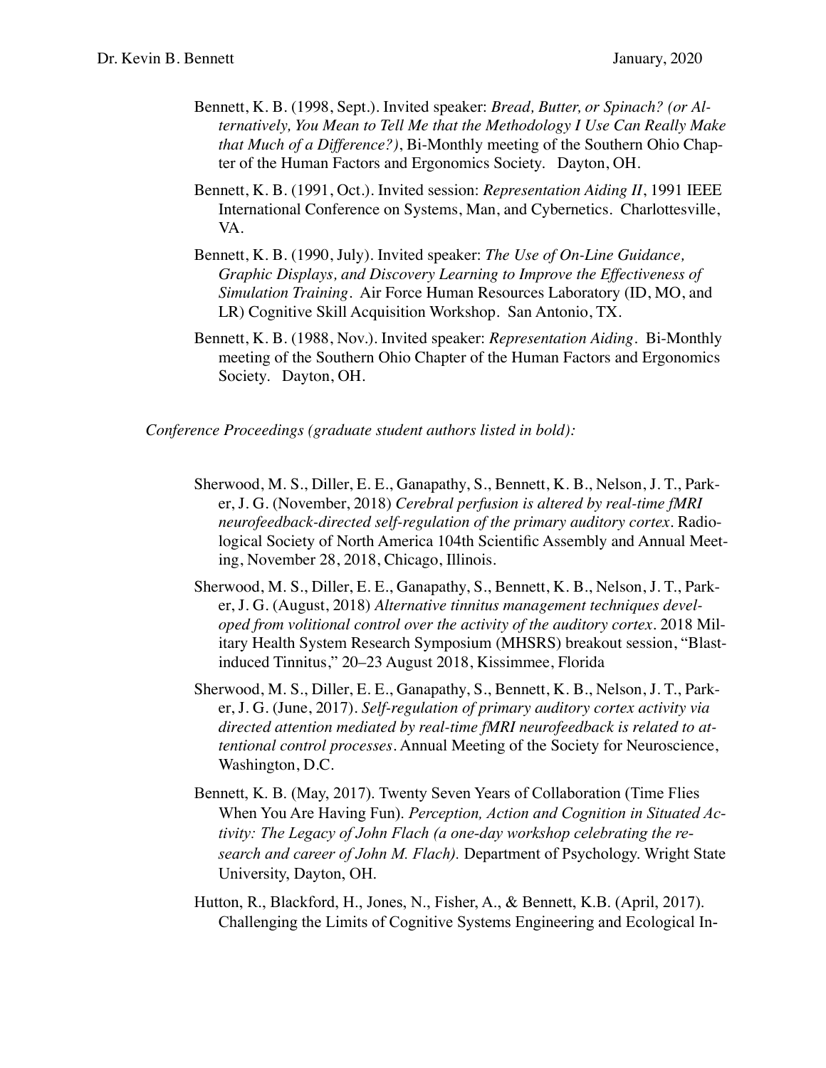Bennett, K. B. (1998, Sept.). Invited speaker: *Bread, Butter, or Spinach? (or Alternatively, You Mean to Tell Me that the Methodology I Use Can Really Make that Much of a Difference?)*, Bi-Monthly meeting of the Southern Ohio Chapter of the Human Factors and Ergonomics Society. Dayton, OH.

Bennett, K. B. (1991, Oct.). Invited session: *Representation Aiding II*, 1991 IEEE International Conference on Systems, Man, and Cybernetics. Charlottesville, VA.

Bennett, K. B. (1990, July). Invited speaker: *The Use of On-Line Guidance, Graphic Displays, and Discovery Learning to Improve the Effectiveness of Simulation Training*. Air Force Human Resources Laboratory (ID, MO, and LR) Cognitive Skill Acquisition Workshop. San Antonio, TX.

Bennett, K. B. (1988, Nov.). Invited speaker: *Representation Aiding*. Bi-Monthly meeting of the Southern Ohio Chapter of the Human Factors and Ergonomics Society. Dayton, OH.

*Conference Proceedings (graduate student authors listed in bold):*

Sherwood, M. S., Diller, E. E., Ganapathy, S., Bennett, K. B., Nelson, J. T., Parker, J. G. (November, 2018) *Cerebral perfusion is altered by real-time fMRI neurofeedback-directed self-regulation of the primary auditory cortex*. Radiological Society of North America 104th Scientific Assembly and Annual Meeting, November 28, 2018, Chicago, Illinois.

Sherwood, M. S., Diller, E. E., Ganapathy, S., Bennett, K. B., Nelson, J. T., Parker, J. G. (August, 2018) *Alternative tinnitus management techniques developed from volitional control over the activity of the auditory cortex*. 2018 Military Health System Research Symposium (MHSRS) breakout session, "Blast-induced Tinnitus," 20–23 August 2018, Kissimmee, Florida

Sherwood, M. S., Diller, E. E., Ganapathy, S., Bennett, K. B., Nelson, J. T., Parker, J. G. (June, 2017). *Self-regulation of primary auditory cortex activity via directed attention mediated by real-time fMRI neurofeedback is related to attentional control processes*. Annual Meeting of the Society for Neuroscience, Washington, D.C.

Bennett, K. B. (May, 2017). Twenty Seven Years of Collaboration (Time Flies When You Are Having Fun). *Perception, Action and Cognition in Situated Activity: The Legacy of John Flach (a one-day workshop celebrating the research and career of John M. Flach).* Department of Psychology. Wright State University, Dayton, OH.

Hutton, R., Blackford, H., Jones, N., Fisher, A., & Bennett, K.B. (April, 2017). Challenging the Limits of Cognitive Systems Engineering and Ecological In-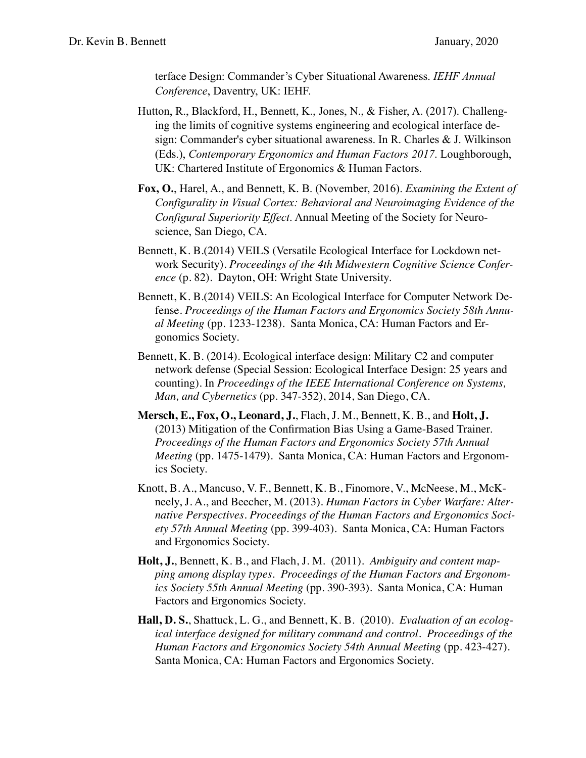terface Design: Commander's Cyber Situational Awareness. *IEHF Annual Conference*, Daventry, UK: IEHF.

Hutton, R., Blackford, H., Bennett, K., Jones, N., & Fisher, A. (2017). Challenging the limits of cognitive systems engineering and ecological interface design: Commander's cyber situational awareness. In R. Charles & J. Wilkinson (Eds.), *Contemporary Ergonomics and Human Factors 2017*. Loughborough, UK: Chartered Institute of Ergonomics & Human Factors.

**Fox, O.**, Harel, A., and Bennett, K. B. (November, 2016). *Examining the Extent of Configurality in Visual Cortex: Behavioral and Neuroimaging Evidence of the Configural Superiority Effect*. Annual Meeting of the Society for Neuroscience, San Diego, CA.

Bennett, K. B.(2014) VEILS (Versatile Ecological Interface for Lockdown network Security). *Proceedings of the 4th Midwestern Cognitive Science Conference* (p. 82). Dayton, OH: Wright State University.

Bennett, K. B.(2014) VEILS: An Ecological Interface for Computer Network Defense. *Proceedings of the Human Factors and Ergonomics Society 58th Annual Meeting* (pp. 1233-1238). Santa Monica, CA: Human Factors and Ergonomics Society.

Bennett, K. B. (2014). Ecological interface design: Military C2 and computer network defense (Special Session: Ecological Interface Design: 25 years and counting). In *Proceedings of the IEEE International Conference on Systems, Man, and Cybernetics* (pp. 347-352), 2014, San Diego, CA.

**Mersch, E., Fox, O., Leonard, J.**, Flach, J. M., Bennett, K. B., and **Holt, J.** (2013) Mitigation of the Confirmation Bias Using a Game-Based Trainer. *Proceedings of the Human Factors and Ergonomics Society 57th Annual Meeting* (pp. 1475-1479). Santa Monica, CA: Human Factors and Ergonomics Society.

Knott, B. A., Mancuso, V. F., Bennett, K. B., Finomore, V., McNeese, M., McKneely, J. A., and Beecher, M. (2013). *Human Factors in Cyber Warfare: Alternative Perspectives*. *Proceedings of the Human Factors and Ergonomics Society 57th Annual Meeting* (pp. 399-403). Santa Monica, CA: Human Factors and Ergonomics Society.

**Holt, J.**, Bennett, K. B., and Flach, J. M. (2011). *Ambiguity and content mapping among display types*. *Proceedings of the Human Factors and Ergonomics Society 55th Annual Meeting* (pp. 390-393). Santa Monica, CA: Human Factors and Ergonomics Society.

**Hall, D. S.**, Shattuck, L. G., and Bennett, K. B. (2010). *Evaluation of an ecological interface designed for military command and control*. *Proceedings of the Human Factors and Ergonomics Society 54th Annual Meeting* (pp. 423-427). Santa Monica, CA: Human Factors and Ergonomics Society.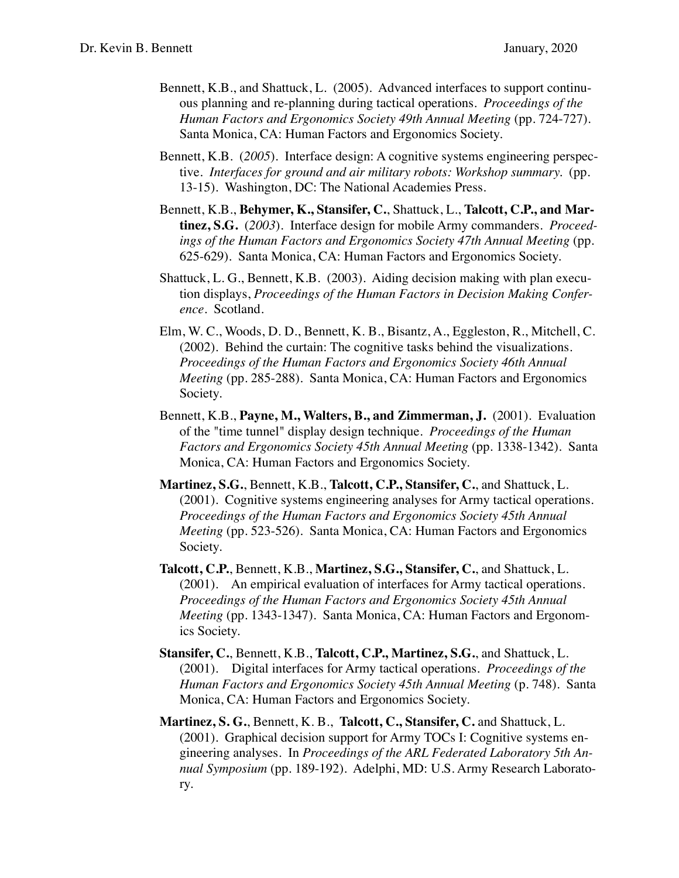Bennett, K.B., and Shattuck, L. (2005). Advanced interfaces to support continuous planning and re-planning during tactical operations. *Proceedings of the Human Factors and Ergonomics Society 49th Annual Meeting* (pp. 724-727). Santa Monica, CA: Human Factors and Ergonomics Society.

Bennett, K.B. (*2005*). Interface design: A cognitive systems engineering perspective. *Interfaces for ground and air military robots: Workshop summary.* (pp. 13-15). Washington, DC: The National Academies Press.

Bennett, K.B., **Behymer, K., Stansifer, C.**, Shattuck, L., **Talcott, C.P., and Martinez, S.G.** (*2003*). Interface design for mobile Army commanders. *Proceedings of the Human Factors and Ergonomics Society 47th Annual Meeting* (pp. 625-629). Santa Monica, CA: Human Factors and Ergonomics Society.

Shattuck, L. G., Bennett, K.B. (2003). Aiding decision making with plan execution displays, *Proceedings of the Human Factors in Decision Making Conference*. Scotland.

Elm, W. C., Woods, D. D., Bennett, K. B., Bisantz, A., Eggleston, R., Mitchell, C. (2002). Behind the curtain: The cognitive tasks behind the visualizations. *Proceedings of the Human Factors and Ergonomics Society 46th Annual Meeting* (pp. 285-288). Santa Monica, CA: Human Factors and Ergonomics Society.

Bennett, K.B., **Payne, M., Walters, B., and Zimmerman, J.** (2001). Evaluation of the "time tunnel" display design technique. *Proceedings of the Human Factors and Ergonomics Society 45th Annual Meeting* (pp. 1338-1342). Santa Monica, CA: Human Factors and Ergonomics Society.

**Martinez, S.G.**, Bennett, K.B., **Talcott, C.P., Stansifer, C.**, and Shattuck, L. (2001). Cognitive systems engineering analyses for Army tactical operations. *Proceedings of the Human Factors and Ergonomics Society 45th Annual Meeting* (pp. 523-526). Santa Monica, CA: Human Factors and Ergonomics Society.

**Talcott, C.P.**, Bennett, K.B., **Martinez, S.G., Stansifer, C.**, and Shattuck, L. (2001). An empirical evaluation of interfaces for Army tactical operations. *Proceedings of the Human Factors and Ergonomics Society 45th Annual Meeting* (pp. 1343-1347). Santa Monica, CA: Human Factors and Ergonomics Society.

**Stansifer, C.**, Bennett, K.B., **Talcott, C.P., Martinez, S.G.**, and Shattuck, L. (2001). Digital interfaces for Army tactical operations. *Proceedings of the Human Factors and Ergonomics Society 45th Annual Meeting* (p. 748). Santa Monica, CA: Human Factors and Ergonomics Society.

**Martinez, S. G.**, Bennett, K. B., **Talcott, C., Stansifer, C.** and Shattuck, L. (2001). Graphical decision support for Army TOCs I: Cognitive systems engineering analyses. In *Proceedings of the ARL Federated Laboratory 5th Annual Symposium* (pp. 189-192). Adelphi, MD: U.S. Army Research Laboratory.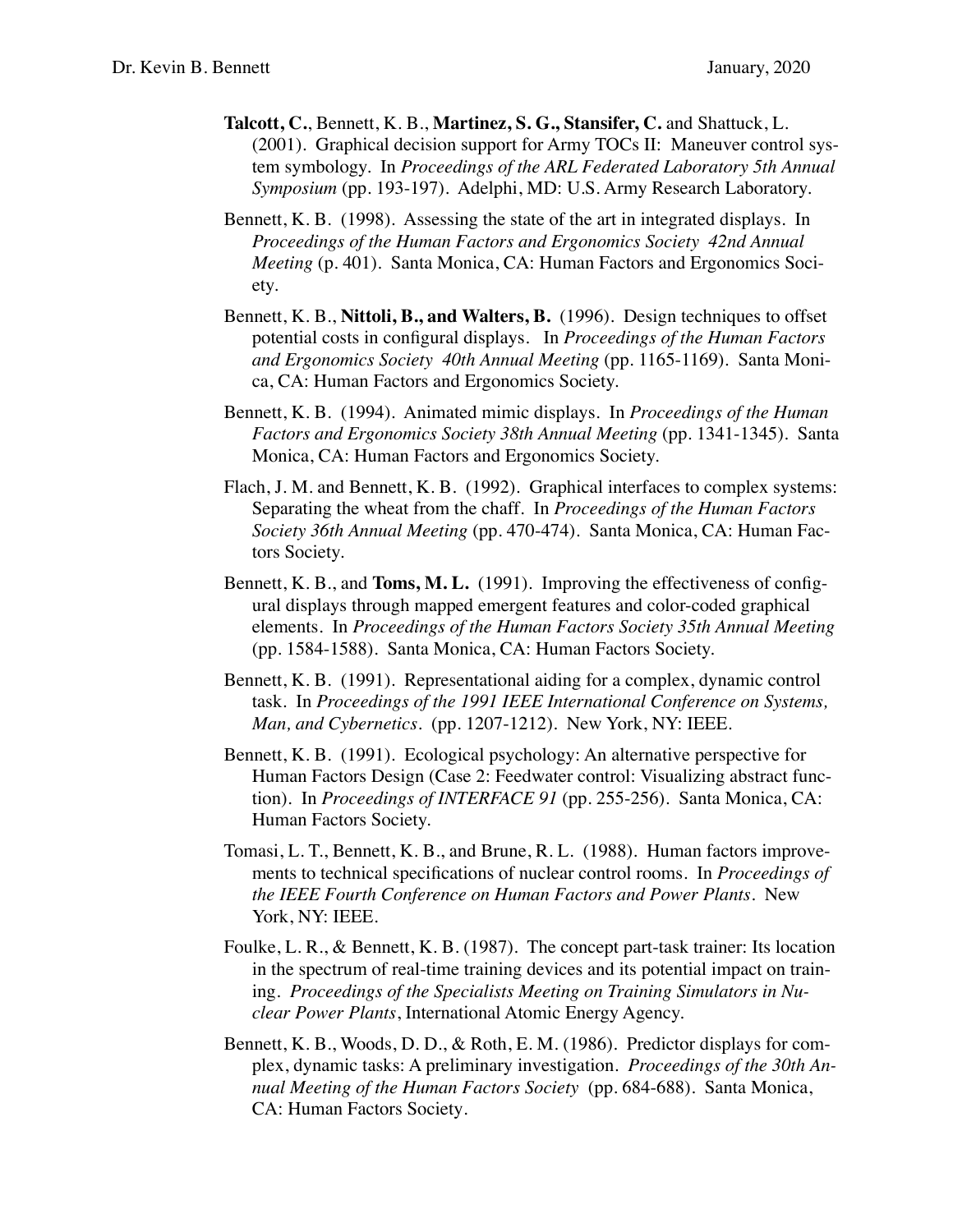**Talcott, C.**, Bennett, K. B., **Martinez, S. G., Stansifer, C.** and Shattuck, L. (2001). Graphical decision support for Army TOCs II: Maneuver control system symbology. In *Proceedings of the ARL Federated Laboratory 5th Annual Symposium* (pp. 193-197). Adelphi, MD: U.S. Army Research Laboratory.

Bennett, K. B. (1998). Assessing the state of the art in integrated displays. In *Proceedings of the Human Factors and Ergonomics Society 42nd Annual Meeting* (p. 401). Santa Monica, CA: Human Factors and Ergonomics Society.

Bennett, K. B., **Nittoli, B., and Walters, B.** (1996). Design techniques to offset potential costs in configural displays. In *Proceedings of the Human Factors and Ergonomics Society 40th Annual Meeting* (pp. 1165-1169). Santa Monica, CA: Human Factors and Ergonomics Society.

Bennett, K. B. (1994). Animated mimic displays. In *Proceedings of the Human Factors and Ergonomics Society 38th Annual Meeting* (pp. 1341-1345). Santa Monica, CA: Human Factors and Ergonomics Society.

Flach, J. M. and Bennett, K. B. (1992). Graphical interfaces to complex systems: Separating the wheat from the chaff. In *Proceedings of the Human Factors Society 36th Annual Meeting* (pp. 470-474). Santa Monica, CA: Human Factors Society.

Bennett, K. B., and **Toms, M. L.** (1991). Improving the effectiveness of configural displays through mapped emergent features and color-coded graphical elements. In *Proceedings of the Human Factors Society 35th Annual Meeting* (pp. 1584-1588). Santa Monica, CA: Human Factors Society.

Bennett, K. B. (1991). Representational aiding for a complex, dynamic control task. In *Proceedings of the 1991 IEEE International Conference on Systems, Man, and Cybernetics*. (pp. 1207-1212). New York, NY: IEEE.

Bennett, K. B. (1991). Ecological psychology: An alternative perspective for Human Factors Design (Case 2: Feedwater control: Visualizing abstract function). In *Proceedings of INTERFACE 91* (pp. 255-256). Santa Monica, CA: Human Factors Society.

Tomasi, L. T., Bennett, K. B., and Brune, R. L. (1988). Human factors improvements to technical specifications of nuclear control rooms. In *Proceedings of the IEEE Fourth Conference on Human Factors and Power Plants*. New York, NY: IEEE.

Foulke, L. R., & Bennett, K. B. (1987). The concept part-task trainer: Its location in the spectrum of real-time training devices and its potential impact on training. *Proceedings of the Specialists Meeting on Training Simulators in Nuclear Power Plants*, International Atomic Energy Agency.

Bennett, K. B., Woods, D. D., & Roth, E. M. (1986). Predictor displays for complex, dynamic tasks: A preliminary investigation. *Proceedings of the 30th Annual Meeting of the Human Factors Society* (pp. 684-688). Santa Monica, CA: Human Factors Society.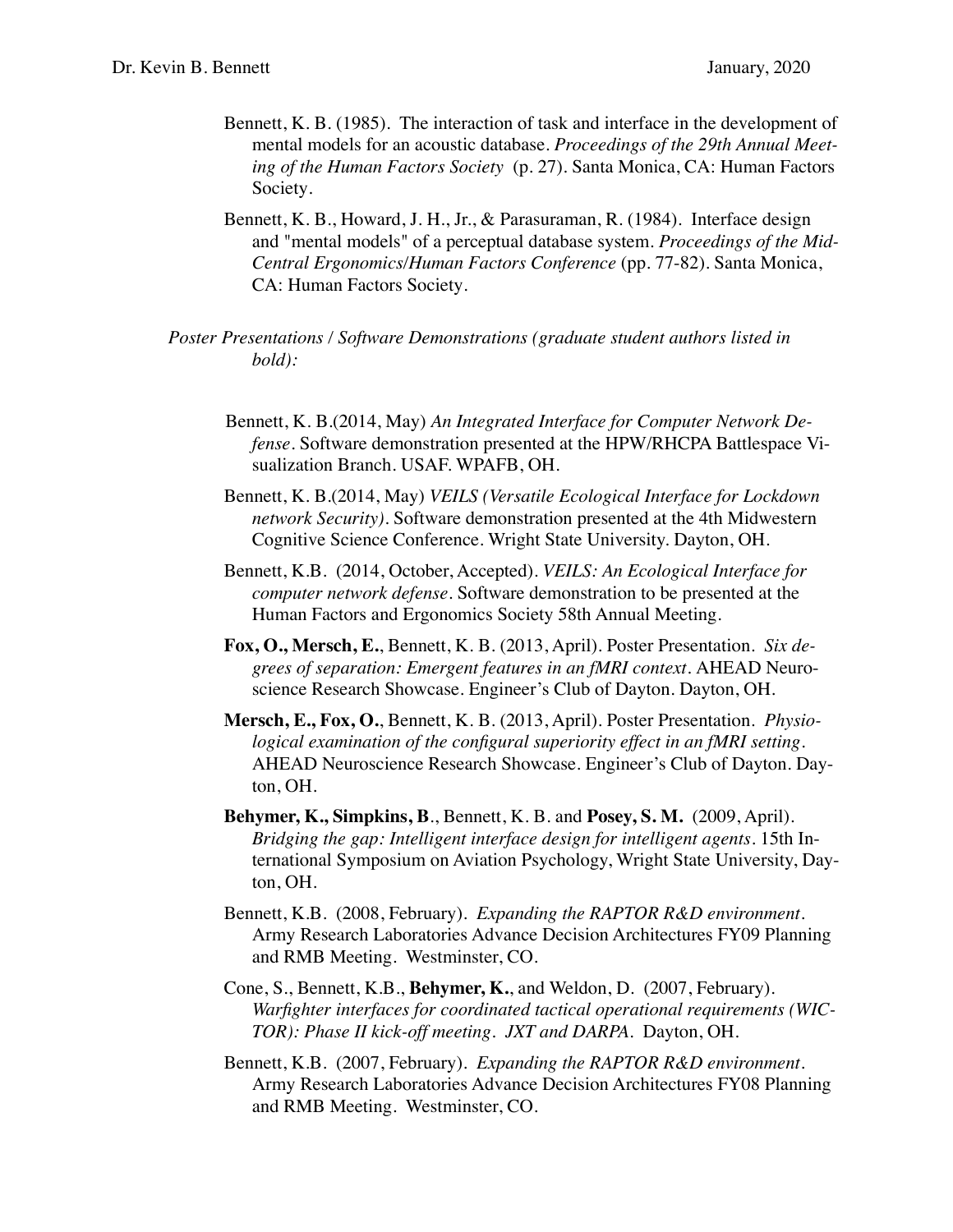Bennett, K. B. (1985). The interaction of task and interface in the development of mental models for an acoustic database. *Proceedings of the 29th Annual Meeting of the Human Factors Society* (p. 27). Santa Monica, CA: Human Factors Society.

Bennett, K. B., Howard, J. H., Jr., & Parasuraman, R. (1984). Interface design and "mental models" of a perceptual database system. *Proceedings of the Mid-Central Ergonomics/Human Factors Conference* (pp. 77-82). Santa Monica, CA: Human Factors Society.

*Poster Presentations / Software Demonstrations (graduate student authors listed in bold):*

Bennett, K. B.(2014, May) *An Integrated Interface for Computer Network Defense*. Software demonstration presented at the HPW/RHCPA Battlespace Visualization Branch. USAF. WPAFB, OH.

Bennett, K. B.(2014, May) *VEILS (Versatile Ecological Interface for Lockdown network Security)*. Software demonstration presented at the 4th Midwestern Cognitive Science Conference. Wright State University. Dayton, OH.

Bennett, K.B. (2014, October, Accepted). *VEILS: An Ecological Interface for computer network defense*. Software demonstration to be presented at the Human Factors and Ergonomics Society 58th Annual Meeting.

**Fox, O., Mersch, E.**, Bennett, K. B. (2013, April). Poster Presentation. *Six degrees of separation: Emergent features in an fMRI context*. AHEAD Neuroscience Research Showcase. Engineer's Club of Dayton. Dayton, OH.

**Mersch, E., Fox, O.**, Bennett, K. B. (2013, April). Poster Presentation. *Physiological examination of the configural superiority effect in an fMRI setting*. AHEAD Neuroscience Research Showcase. Engineer's Club of Dayton. Dayton, OH.

**Behymer, K., Simpkins, B**., Bennett, K. B. and **Posey, S. M.** (2009, April). *Bridging the gap: Intelligent interface design for intelligent agents*. 15th International Symposium on Aviation Psychology, Wright State University, Dayton, OH.

Bennett, K.B. (2008, February). *Expanding the RAPTOR R&D environment*. Army Research Laboratories Advance Decision Architectures FY09 Planning and RMB Meeting. Westminster, CO.

Cone, S., Bennett, K.B., **Behymer, K.**, and Weldon, D. (2007, February). *Warfighter interfaces for coordinated tactical operational requirements (WICTOR): Phase II kick-off meeting. JXT and DARPA*. Dayton, OH.

Bennett, K.B. (2007, February). *Expanding the RAPTOR R&D environment*. Army Research Laboratories Advance Decision Architectures FY08 Planning and RMB Meeting. Westminster, CO.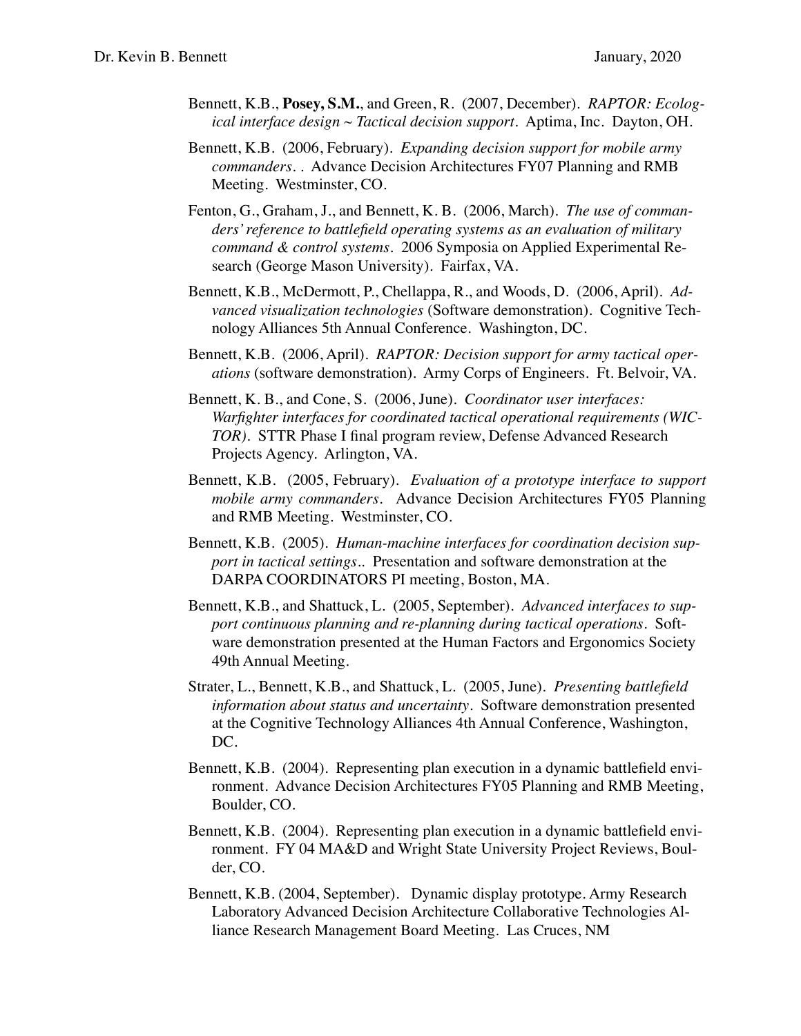Bennett, K.B., **Posey, S.M.**, and Green, R. (2007, December). *RAPTOR: Ecological interface design ~ Tactical decision support*. Aptima, Inc. Dayton, OH.

Bennett, K.B. (2006, February). *Expanding decision support for mobile army commanders*. . Advance Decision Architectures FY07 Planning and RMB Meeting. Westminster, CO.

Fenton, G., Graham, J., and Bennett, K. B. (2006, March). *The use of commanders' reference to battlefield operating systems as an evaluation of military command & control systems*. 2006 Symposia on Applied Experimental Research (George Mason University). Fairfax, VA.

Bennett, K.B., McDermott, P., Chellappa, R., and Woods, D. (2006, April). *Advanced visualization technologies* (Software demonstration). Cognitive Technology Alliances 5th Annual Conference. Washington, DC.

Bennett, K.B. (2006, April). *RAPTOR: Decision support for army tactical operations* (software demonstration). Army Corps of Engineers. Ft. Belvoir, VA.

Bennett, K. B., and Cone, S. (2006, June). *Coordinator user interfaces: Warfighter interfaces for coordinated tactical operational requirements (WICTOR)*. STTR Phase I final program review, Defense Advanced Research Projects Agency. Arlington, VA.

Bennett, K.B. (2005, February). *Evaluation of a prototype interface to support mobile army commanders*. Advance Decision Architectures FY05 Planning and RMB Meeting. Westminster, CO.

Bennett, K.B. (2005). *Human-machine interfaces for coordination decision support in tactical settings*.. Presentation and software demonstration at the DARPA COORDINATORS PI meeting, Boston, MA.

Bennett, K.B., and Shattuck, L. (2005, September). *Advanced interfaces to support continuous planning and re-planning during tactical operations*. Software demonstration presented at the Human Factors and Ergonomics Society 49th Annual Meeting.

Strater, L., Bennett, K.B., and Shattuck, L. (2005, June). *Presenting battlefield information about status and uncertainty*. Software demonstration presented at the Cognitive Technology Alliances 4th Annual Conference, Washington, DC.

Bennett, K.B. (2004). Representing plan execution in a dynamic battlefield environment. Advance Decision Architectures FY05 Planning and RMB Meeting, Boulder, CO.

Bennett, K.B. (2004). Representing plan execution in a dynamic battlefield environment. FY 04 MA&D and Wright State University Project Reviews, Boulder, CO.

Bennett, K.B. (2004, September). Dynamic display prototype. Army Research Laboratory Advanced Decision Architecture Collaborative Technologies Alliance Research Management Board Meeting. Las Cruces, NM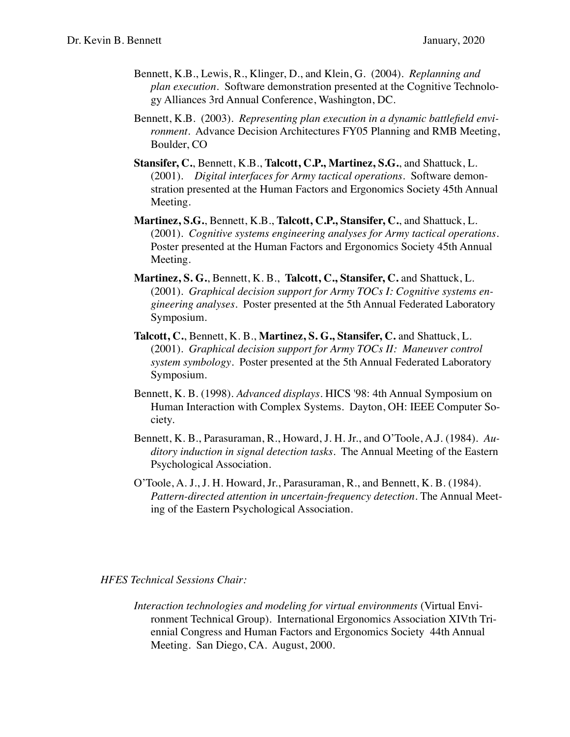Bennett, K.B., Lewis, R., Klinger, D., and Klein, G. (2004). *Replanning and plan execution*. Software demonstration presented at the Cognitive Technology Alliances 3rd Annual Conference, Washington, DC.

Bennett, K.B. (2003). *Representing plan execution in a dynamic battlefield environment*. Advance Decision Architectures FY05 Planning and RMB Meeting, Boulder, CO

**Stansifer, C.**, Bennett, K.B., **Talcott, C.P., Martinez, S.G.**, and Shattuck, L. (2001). *Digital interfaces for Army tactical operations*. Software demonstration presented at the Human Factors and Ergonomics Society 45th Annual Meeting.

**Martinez, S.G.**, Bennett, K.B., **Talcott, C.P., Stansifer, C.**, and Shattuck, L. (2001). *Cognitive systems engineering analyses for Army tactical operations*. Poster presented at the Human Factors and Ergonomics Society 45th Annual Meeting.

**Martinez, S. G.**, Bennett, K. B., **Talcott, C., Stansifer, C.** and Shattuck, L. (2001). *Graphical decision support for Army TOCs I: Cognitive systems engineering analyses*. Poster presented at the 5th Annual Federated Laboratory Symposium.

**Talcott, C.**, Bennett, K. B., **Martinez, S. G., Stansifer, C.** and Shattuck, L. (2001). *Graphical decision support for Army TOCs II: Maneuver control system symbology*. Poster presented at the 5th Annual Federated Laboratory Symposium.

Bennett, K. B. (1998). *Advanced displays*. HICS '98: 4th Annual Symposium on Human Interaction with Complex Systems. Dayton, OH: IEEE Computer Society.

Bennett, K. B., Parasuraman, R., Howard, J. H. Jr., and O'Toole, A.J. (1984). *Auditory induction in signal detection tasks*. The Annual Meeting of the Eastern Psychological Association.

O'Toole, A. J., J. H. Howard, Jr., Parasuraman, R., and Bennett, K. B. (1984). *Pattern-directed attention in uncertain-frequency detection*. The Annual Meeting of the Eastern Psychological Association.

*HFES Technical Sessions Chair:*

*Interaction technologies and modeling for virtual environments* (Virtual Environment Technical Group). International Ergonomics Association XIVth Triennial Congress and Human Factors and Ergonomics Society 44th Annual Meeting. San Diego, CA. August, 2000.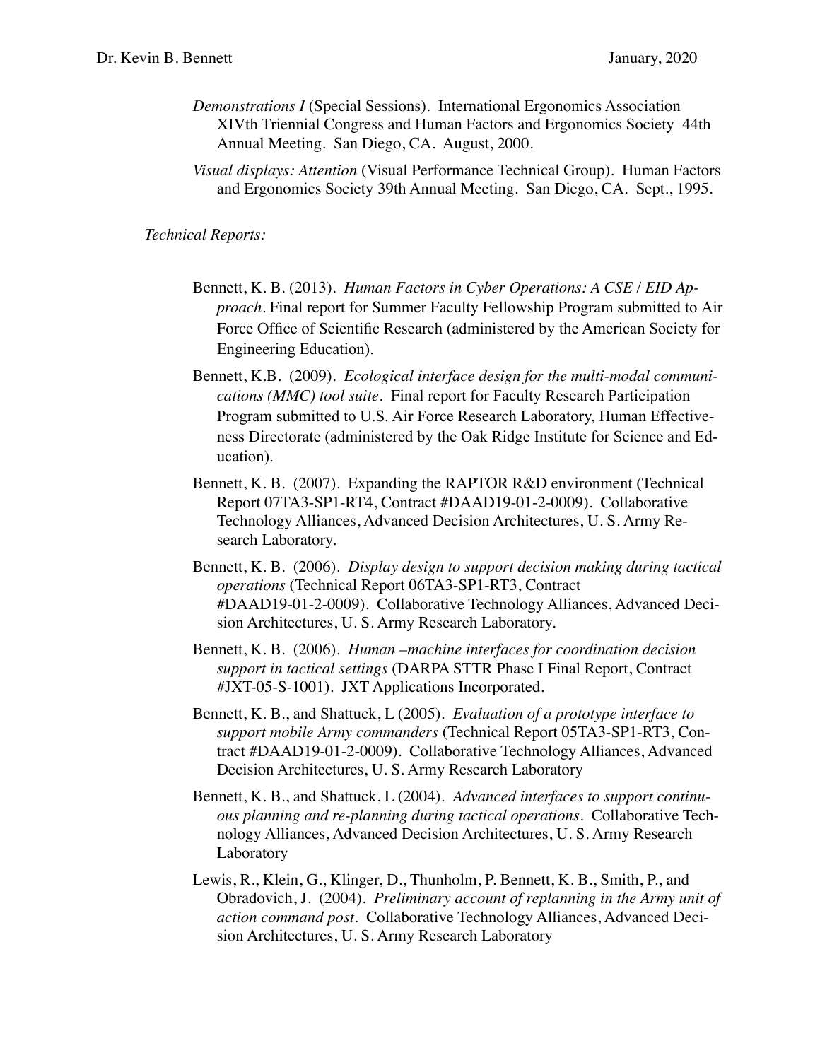*Demonstrations I* (Special Sessions). International Ergonomics Association XIVth Triennial Congress and Human Factors and Ergonomics Society 44th Annual Meeting. San Diego, CA. August, 2000.

*Visual displays: Attention* (Visual Performance Technical Group). Human Factors and Ergonomics Society 39th Annual Meeting. San Diego, CA. Sept., 1995.

*Technical Reports:*

Bennett, K. B. (2013). *Human Factors in Cyber Operations: A CSE / EID Approach*. Final report for Summer Faculty Fellowship Program submitted to Air Force Office of Scientific Research (administered by the American Society for Engineering Education).

Bennett, K.B. (2009). *Ecological interface design for the multi-modal communications (MMC) tool suite*. Final report for Faculty Research Participation Program submitted to U.S. Air Force Research Laboratory, Human Effectiveness Directorate (administered by the Oak Ridge Institute for Science and Education).

Bennett, K. B. (2007). Expanding the RAPTOR R&D environment (Technical Report 07TA3-SP1-RT4, Contract #DAAD19-01-2-0009). Collaborative Technology Alliances, Advanced Decision Architectures, U. S. Army Research Laboratory.

Bennett, K. B. (2006). *Display design to support decision making during tactical operations* (Technical Report 06TA3-SP1-RT3, Contract #DAAD19-01-2-0009). Collaborative Technology Alliances, Advanced Decision Architectures, U. S. Army Research Laboratory.

Bennett, K. B. (2006). *Human –machine interfaces for coordination decision support in tactical settings* (DARPA STTR Phase I Final Report, Contract #JXT-05-S-1001). JXT Applications Incorporated.

Bennett, K. B., and Shattuck, L (2005). *Evaluation of a prototype interface to support mobile Army commanders* (Technical Report 05TA3-SP1-RT3, Contract #DAAD19-01-2-0009). Collaborative Technology Alliances, Advanced Decision Architectures, U. S. Army Research Laboratory

Bennett, K. B., and Shattuck, L (2004). *Advanced interfaces to support continuous planning and re-planning during tactical operations*. Collaborative Technology Alliances, Advanced Decision Architectures, U. S. Army Research Laboratory

Lewis, R., Klein, G., Klinger, D., Thunholm, P. Bennett, K. B., Smith, P., and Obradovich, J. (2004). *Preliminary account of replanning in the Army unit of action command post*. Collaborative Technology Alliances, Advanced Decision Architectures, U. S. Army Research Laboratory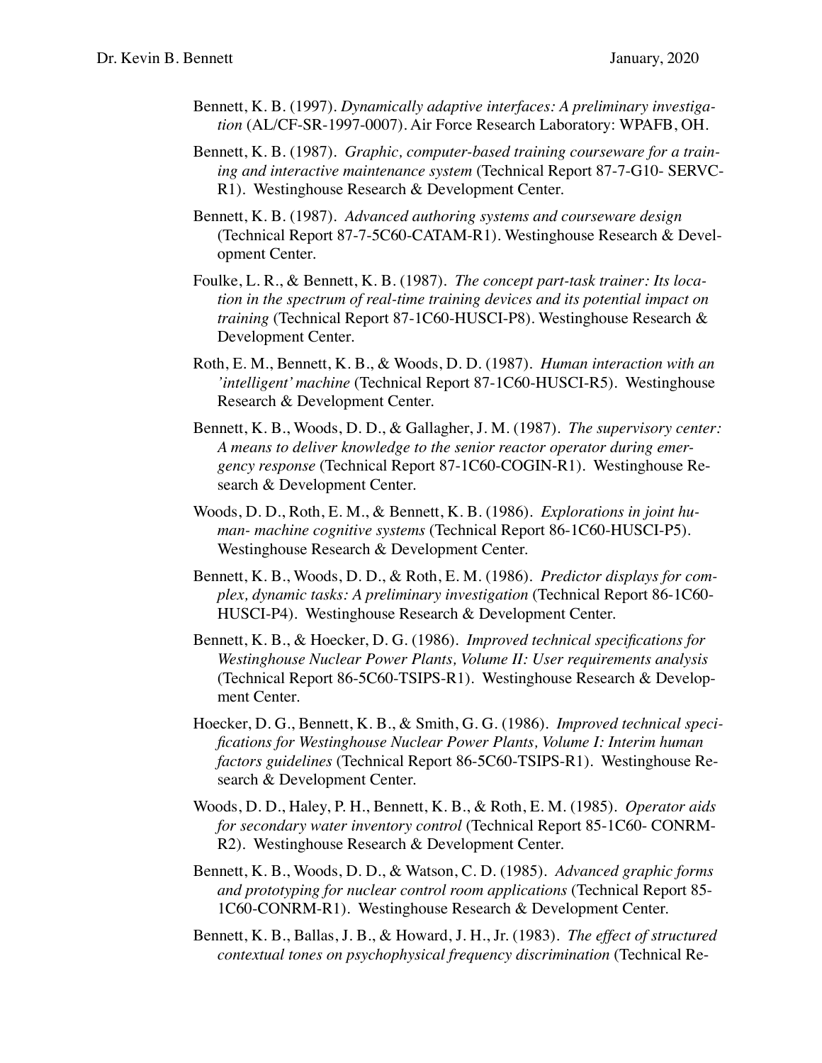Bennett, K. B. (1997). *Dynamically adaptive interfaces: A preliminary investigation* (AL/CF-SR-1997-0007). Air Force Research Laboratory: WPAFB, OH.

Bennett, K. B. (1987). *Graphic, computer-based training courseware for a training and interactive maintenance system* (Technical Report 87-7-G10- SERVC-R1). Westinghouse Research & Development Center.

Bennett, K. B. (1987). *Advanced authoring systems and courseware design* (Technical Report 87-7-5C60-CATAM-R1). Westinghouse Research & Development Center.

Foulke, L. R., & Bennett, K. B. (1987). *The concept part-task trainer: Its location in the spectrum of real-time training devices and its potential impact on training* (Technical Report 87-1C60-HUSCI-P8). Westinghouse Research & Development Center.

Roth, E. M., Bennett, K. B., & Woods, D. D. (1987). *Human interaction with an 'intelligent' machine* (Technical Report 87-1C60-HUSCI-R5). Westinghouse Research & Development Center.

Bennett, K. B., Woods, D. D., & Gallagher, J. M. (1987). *The supervisory center: A means to deliver knowledge to the senior reactor operator during emergency response* (Technical Report 87-1C60-COGIN-R1). Westinghouse Research & Development Center.

Woods, D. D., Roth, E. M., & Bennett, K. B. (1986). *Explorations in joint human- machine cognitive systems* (Technical Report 86-1C60-HUSCI-P5). Westinghouse Research & Development Center.

Bennett, K. B., Woods, D. D., & Roth, E. M. (1986). *Predictor displays for complex, dynamic tasks: A preliminary investigation* (Technical Report 86-1C60-HUSCI-P4). Westinghouse Research & Development Center.

Bennett, K. B., & Hoecker, D. G. (1986). *Improved technical specifications for Westinghouse Nuclear Power Plants, Volume II: User requirements analysis* (Technical Report 86-5C60-TSIPS-R1). Westinghouse Research & Development Center.

Hoecker, D. G., Bennett, K. B., & Smith, G. G. (1986). *Improved technical specifications for Westinghouse Nuclear Power Plants, Volume I: Interim human factors guidelines* (Technical Report 86-5C60-TSIPS-R1). Westinghouse Research & Development Center.

Woods, D. D., Haley, P. H., Bennett, K. B., & Roth, E. M. (1985). *Operator aids for secondary water inventory control* (Technical Report 85-1C60- CONRM-R2). Westinghouse Research & Development Center.

Bennett, K. B., Woods, D. D., & Watson, C. D. (1985). *Advanced graphic forms and prototyping for nuclear control room applications* (Technical Report 85-1C60-CONRM-R1). Westinghouse Research & Development Center.

Bennett, K. B., Ballas, J. B., & Howard, J. H., Jr. (1983). *The effect of structured contextual tones on psychophysical frequency discrimination* (Technical Re-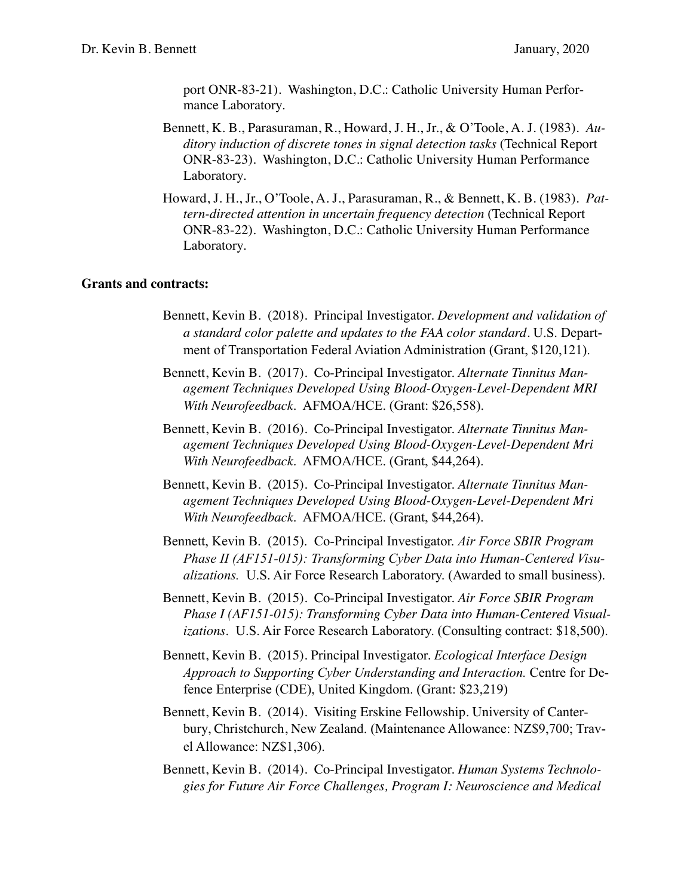port ONR-83-21). Washington, D.C.: Catholic University Human Performance Laboratory.

Bennett, K. B., Parasuraman, R., Howard, J. H., Jr., & O'Toole, A. J. (1983). *Auditory induction of discrete tones in signal detection tasks* (Technical Report ONR-83-23). Washington, D.C.: Catholic University Human Performance Laboratory.

Howard, J. H., Jr., O'Toole, A. J., Parasuraman, R., & Bennett, K. B. (1983). *Pattern-directed attention in uncertain frequency detection* (Technical Report ONR-83-22). Washington, D.C.: Catholic University Human Performance Laboratory.

**Grants and contracts:**

Bennett, Kevin B. (2018). Principal Investigator. *Development and validation of a standard color palette and updates to the FAA color standard*. U.S. Department of Transportation Federal Aviation Administration (Grant, $120,121).

Bennett, Kevin B. (2017). Co-Principal Investigator. *Alternate Tinnitus Management Techniques Developed Using Blood-Oxygen-Level-Dependent MRI With Neurofeedback*. AFMOA/HCE. (Grant: $26,558).

Bennett, Kevin B. (2016). Co-Principal Investigator. *Alternate Tinnitus Management Techniques Developed Using Blood-Oxygen-Level-Dependent Mri With Neurofeedback*. AFMOA/HCE. (Grant, $44,264).

Bennett, Kevin B. (2015). Co-Principal Investigator. *Alternate Tinnitus Management Techniques Developed Using Blood-Oxygen-Level-Dependent Mri With Neurofeedback*. AFMOA/HCE. (Grant, $44,264).

Bennett, Kevin B. (2015). Co-Principal Investigator. *Air Force SBIR Program Phase II (AF151-015): Transforming Cyber Data into Human-Centered Visualizations.* U.S. Air Force Research Laboratory. (Awarded to small business).

Bennett, Kevin B. (2015). Co-Principal Investigator. *Air Force SBIR Program Phase I (AF151-015): Transforming Cyber Data into Human-Centered Visualizations*. U.S. Air Force Research Laboratory. (Consulting contract: $18,500).

Bennett, Kevin B. (2015). Principal Investigator. *Ecological Interface Design Approach to Supporting Cyber Understanding and Interaction.* Centre for Defence Enterprise (CDE), United Kingdom. (Grant: $23,219)

Bennett, Kevin B. (2014). Visiting Erskine Fellowship. University of Canterbury, Christchurch, New Zealand. (Maintenance Allowance: NZ$9,700; Travel Allowance: NZ$1,306).

Bennett, Kevin B. (2014). Co-Principal Investigator. *Human Systems Technologies for Future Air Force Challenges, Program I: Neuroscience and Medical*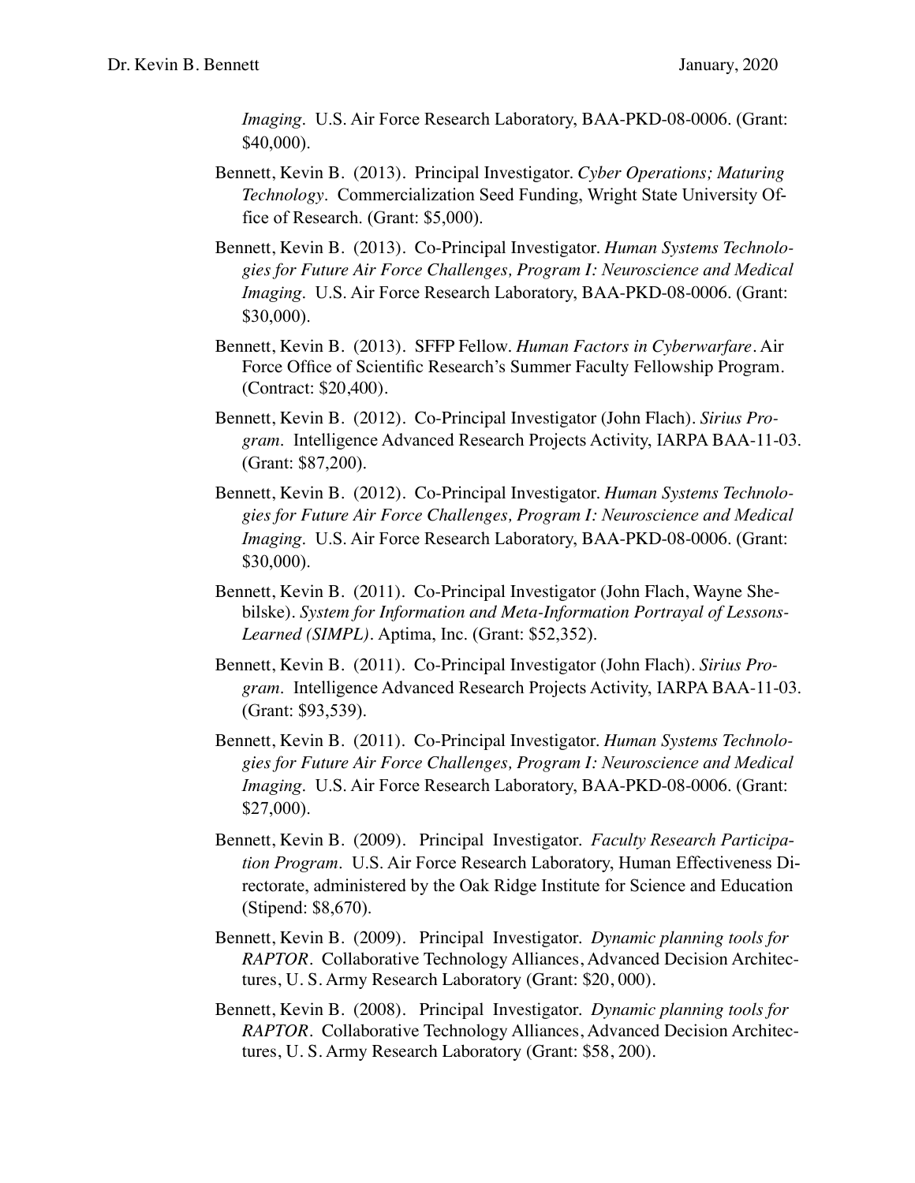*Imaging*. U.S. Air Force Research Laboratory, BAA-PKD-08-0006. (Grant: $40,000).

Bennett, Kevin B. (2013). Principal Investigator. *Cyber Operations; Maturing Technology*. Commercialization Seed Funding, Wright State University Office of Research. (Grant: $5,000).

Bennett, Kevin B. (2013). Co-Principal Investigator. *Human Systems Technologies for Future Air Force Challenges, Program I: Neuroscience and Medical Imaging*. U.S. Air Force Research Laboratory, BAA-PKD-08-0006. (Grant: $30,000).

Bennett, Kevin B. (2013). SFFP Fellow. *Human Factors in Cyberwarfare*. Air Force Office of Scientific Research's Summer Faculty Fellowship Program. (Contract: $20,400).

Bennett, Kevin B. (2012). Co-Principal Investigator (John Flach). *Sirius Program*. Intelligence Advanced Research Projects Activity, IARPA BAA-11-03. (Grant: $87,200).

Bennett, Kevin B. (2012). Co-Principal Investigator. *Human Systems Technologies for Future Air Force Challenges, Program I: Neuroscience and Medical Imaging*. U.S. Air Force Research Laboratory, BAA-PKD-08-0006. (Grant: $30,000).

Bennett, Kevin B. (2011). Co-Principal Investigator (John Flach, Wayne Shebilske). *System for Information and Meta-Information Portrayal of Lessons-Learned (SIMPL)*. Aptima, Inc. (Grant: $52,352).

Bennett, Kevin B. (2011). Co-Principal Investigator (John Flach). *Sirius Program*. Intelligence Advanced Research Projects Activity, IARPA BAA-11-03. (Grant: $93,539).

Bennett, Kevin B. (2011). Co-Principal Investigator. *Human Systems Technologies for Future Air Force Challenges, Program I: Neuroscience and Medical Imaging*. U.S. Air Force Research Laboratory, BAA-PKD-08-0006. (Grant: $27,000).

Bennett, Kevin B. (2009). Principal Investigator. *Faculty Research Participation Program*. U.S. Air Force Research Laboratory, Human Effectiveness Directorate, administered by the Oak Ridge Institute for Science and Education (Stipend: $8,670).

Bennett, Kevin B. (2009). Principal Investigator. *Dynamic planning tools for RAPTOR*. Collaborative Technology Alliances, Advanced Decision Architectures, U. S. Army Research Laboratory (Grant: $20, 000).

Bennett, Kevin B. (2008). Principal Investigator. *Dynamic planning tools for RAPTOR*. Collaborative Technology Alliances, Advanced Decision Architectures, U. S. Army Research Laboratory (Grant: $58, 200).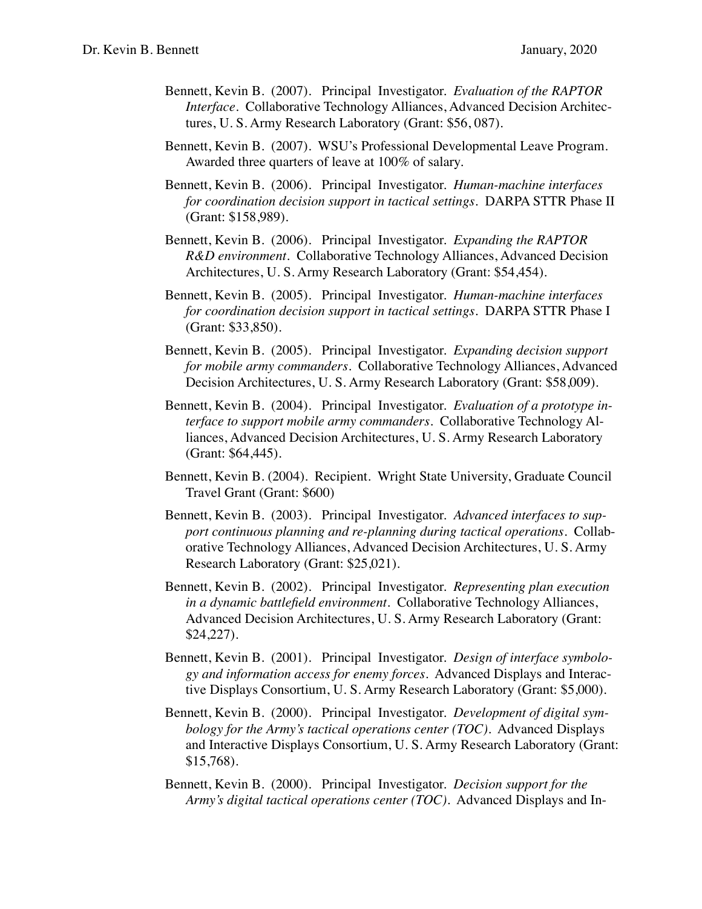Bennett, Kevin B. (2007). Principal Investigator. *Evaluation of the RAPTOR Interface*. Collaborative Technology Alliances, Advanced Decision Architectures, U. S. Army Research Laboratory (Grant: $56, 087).

Bennett, Kevin B. (2007). WSU's Professional Developmental Leave Program. Awarded three quarters of leave at 100% of salary.

Bennett, Kevin B. (2006). Principal Investigator. *Human-machine interfaces for coordination decision support in tactical settings*. DARPA STTR Phase II (Grant: $158,989).

Bennett, Kevin B. (2006). Principal Investigator. *Expanding the RAPTOR R&D environment*. Collaborative Technology Alliances, Advanced Decision Architectures, U. S. Army Research Laboratory (Grant: $54,454).

Bennett, Kevin B. (2005). Principal Investigator. *Human-machine interfaces for coordination decision support in tactical settings*. DARPA STTR Phase I (Grant: $33,850).

Bennett, Kevin B. (2005). Principal Investigator. *Expanding decision support for mobile army commanders*. Collaborative Technology Alliances, Advanced Decision Architectures, U. S. Army Research Laboratory (Grant: $58,009).

Bennett, Kevin B. (2004). Principal Investigator. *Evaluation of a prototype interface to support mobile army commanders*. Collaborative Technology Alliances, Advanced Decision Architectures, U. S. Army Research Laboratory (Grant: $64,445).

Bennett, Kevin B. (2004). Recipient. Wright State University, Graduate Council Travel Grant (Grant: $600)

Bennett, Kevin B. (2003). Principal Investigator. *Advanced interfaces to support continuous planning and re-planning during tactical operations*. Collaborative Technology Alliances, Advanced Decision Architectures, U. S. Army Research Laboratory (Grant: $25,021).

Bennett, Kevin B. (2002). Principal Investigator. *Representing plan execution in a dynamic battlefield environment*. Collaborative Technology Alliances, Advanced Decision Architectures, U. S. Army Research Laboratory (Grant: $24,227).

Bennett, Kevin B. (2001). Principal Investigator. *Design of interface symbology and information access for enemy forces*. Advanced Displays and Interactive Displays Consortium, U. S. Army Research Laboratory (Grant: $5,000).

Bennett, Kevin B. (2000). Principal Investigator. *Development of digital symbology for the Army's tactical operations center (TOC)*. Advanced Displays and Interactive Displays Consortium, U. S. Army Research Laboratory (Grant: $15,768).

Bennett, Kevin B. (2000). Principal Investigator. *Decision support for the Army's digital tactical operations center (TOC)*. Advanced Displays and In-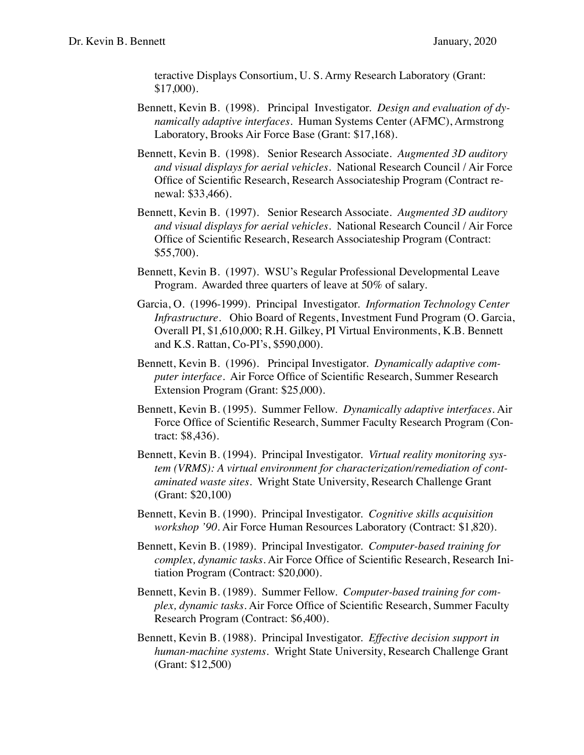teractive Displays Consortium, U. S. Army Research Laboratory (Grant: $17,000).

Bennett, Kevin B. (1998). Principal Investigator. *Design and evaluation of dynamically adaptive interfaces*. Human Systems Center (AFMC), Armstrong Laboratory, Brooks Air Force Base (Grant: $17,168).

Bennett, Kevin B. (1998). Senior Research Associate. *Augmented 3D auditory and visual displays for aerial vehicles*. National Research Council / Air Force Office of Scientific Research, Research Associateship Program (Contract renewal: $33,466).

Bennett, Kevin B. (1997). Senior Research Associate. *Augmented 3D auditory and visual displays for aerial vehicles*. National Research Council / Air Force Office of Scientific Research, Research Associateship Program (Contract: $55,700).

Bennett, Kevin B. (1997). WSU's Regular Professional Developmental Leave Program. Awarded three quarters of leave at 50% of salary.

Garcia, O. (1996-1999). Principal Investigator. *Information Technology Center Infrastructure*. Ohio Board of Regents, Investment Fund Program (O. Garcia, Overall PI, $1,610,000; R.H. Gilkey, PI Virtual Environments, K.B. Bennett and K.S. Rattan, Co-PI's, $590,000).

Bennett, Kevin B. (1996). Principal Investigator. *Dynamically adaptive computer interface*. Air Force Office of Scientific Research, Summer Research Extension Program (Grant: $25,000).

Bennett, Kevin B. (1995). Summer Fellow. *Dynamically adaptive interfaces*. Air Force Office of Scientific Research, Summer Faculty Research Program (Contract: $8,436).

Bennett, Kevin B. (1994). Principal Investigator. *Virtual reality monitoring system (VRMS): A virtual environment for characterization/remediation of contaminated waste sites*. Wright State University, Research Challenge Grant (Grant: $20,100)

Bennett, Kevin B. (1990). Principal Investigator. *Cognitive skills acquisition workshop '90*. Air Force Human Resources Laboratory (Contract: $1,820).

Bennett, Kevin B. (1989). Principal Investigator. *Computer-based training for complex, dynamic tasks*. Air Force Office of Scientific Research, Research Initiation Program (Contract: $20,000).

Bennett, Kevin B. (1989). Summer Fellow. *Computer-based training for complex, dynamic tasks*. Air Force Office of Scientific Research, Summer Faculty Research Program (Contract: $6,400).

Bennett, Kevin B. (1988). Principal Investigator. *Effective decision support in human-machine systems*. Wright State University, Research Challenge Grant (Grant: $12,500)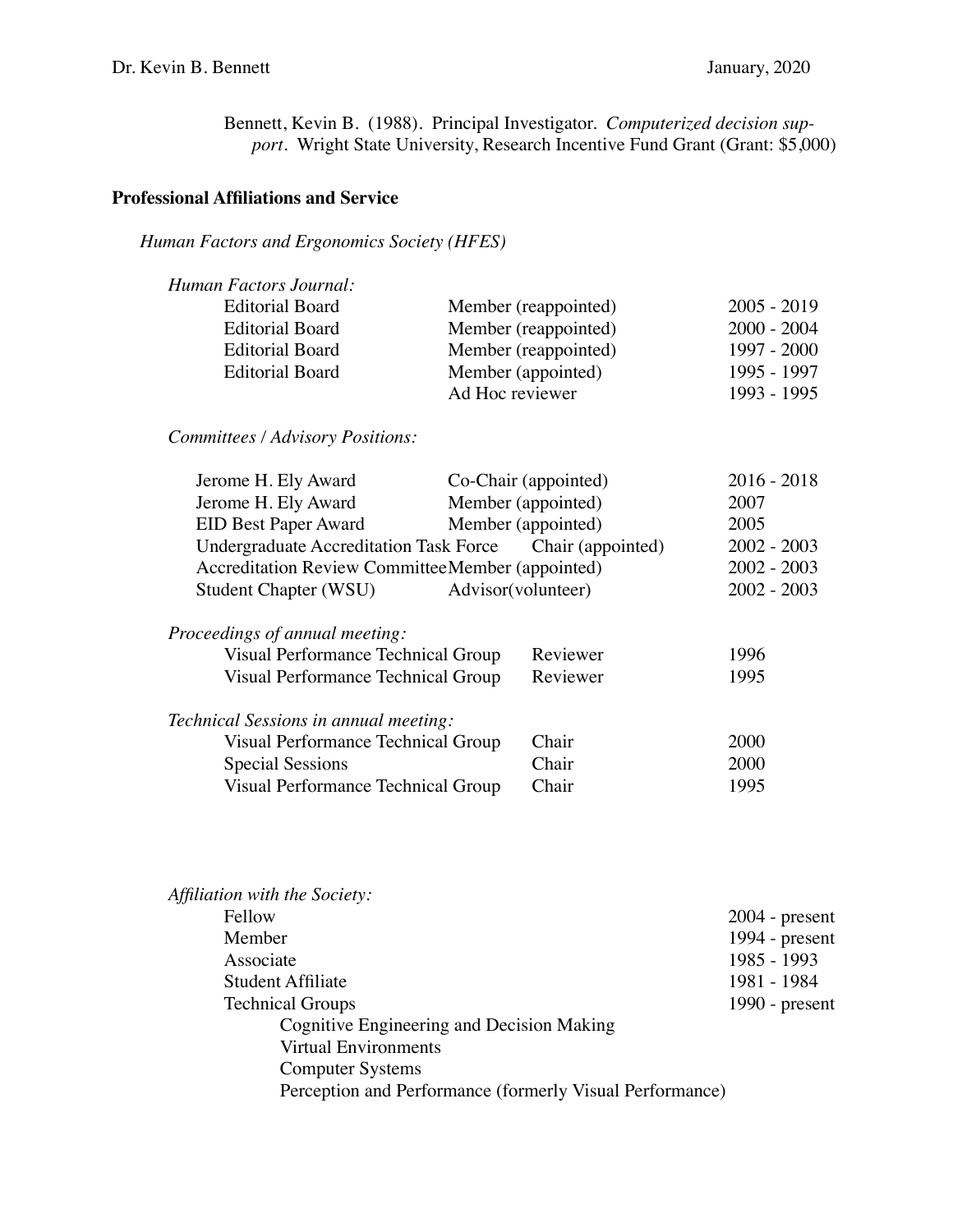Bennett, Kevin B. (1988). Principal Investigator. *Computerized decision support*. Wright State University, Research Incentive Fund Grant (Grant: $5,000)

## Professional Affiliations and Service

*Human Factors and Ergonomics Society (HFES)*

*Human Factors Journal:*

| | | |
|---|---|---|
| Editorial Board | Member (reappointed) | 2005 - 2019 |
| Editorial Board | Member (reappointed) | 2000 - 2004 |
| Editorial Board | Member (reappointed) | 1997 - 2000 |
| Editorial Board | Member (appointed) | 1995 - 1997 |
| | Ad Hoc reviewer | 1993 - 1995 |

*Committees / Advisory Positions:*

| | | |
|---|---|---|
| Jerome H. Ely Award | Co-Chair (appointed) | 2016 - 2018 |
| Jerome H. Ely Award | Member (appointed) | 2007 |
| EID Best Paper Award | Member (appointed) | 2005 |
| Undergraduate Accreditation Task Force | Chair (appointed) | 2002 - 2003 |
| Accreditation Review Committee | Member (appointed) | 2002 - 2003 |
| Student Chapter (WSU) | Advisor(volunteer) | 2002 - 2003 |

*Proceedings of annual meeting:*

| | | |
|---|---|---|
| Visual Performance Technical Group | Reviewer | 1996 |
| Visual Performance Technical Group | Reviewer | 1995 |

*Technical Sessions in annual meeting:*

| | | |
|---|---|---|
| Visual Performance Technical Group | Chair | 2000 |
| Special Sessions | Chair | 2000 |
| Visual Performance Technical Group | Chair | 1995 |

*Affiliation with the Society:*

| | |
|---|---|
| Fellow | 2004 - present |
| Member | 1994 - present |
| Associate | 1985 - 1993 |
| Student Affiliate | 1981 - 1984 |
| Technical Groups | 1990 - present |

- Cognitive Engineering and Decision Making
- Virtual Environments
- Computer Systems
- Perception and Performance (formerly Visual Performance)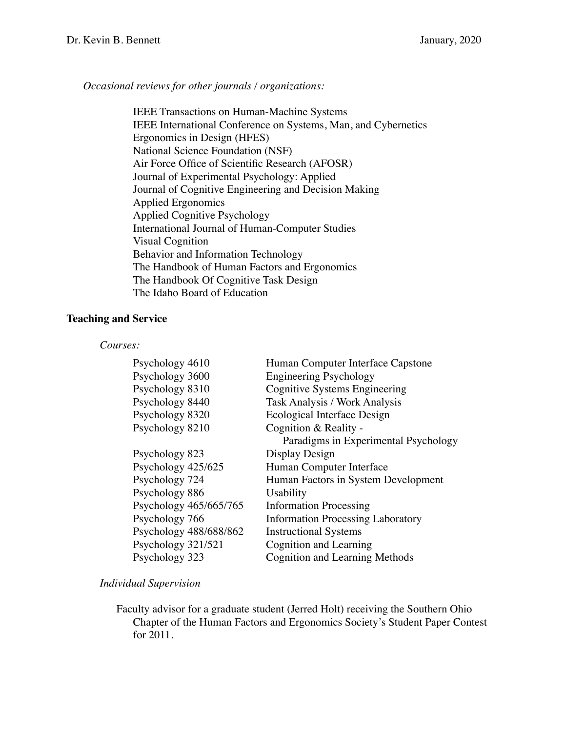*Occasional reviews for other journals / organizations:*

IEEE Transactions on Human-Machine Systems
IEEE International Conference on Systems, Man, and Cybernetics
Ergonomics in Design (HFES)
National Science Foundation (NSF)
Air Force Office of Scientific Research (AFOSR)
Journal of Experimental Psychology: Applied
Journal of Cognitive Engineering and Decision Making
Applied Ergonomics
Applied Cognitive Psychology
International Journal of Human-Computer Studies
Visual Cognition
Behavior and Information Technology
The Handbook of Human Factors and Ergonomics
The Handbook Of Cognitive Task Design
The Idaho Board of Education

## Teaching and Service

*Courses:*

| | |
|---|---|
| Psychology 4610 | Human Computer Interface Capstone |
| Psychology 3600 | Engineering Psychology |
| Psychology 8310 | Cognitive Systems Engineering |
| Psychology 8440 | Task Analysis / Work Analysis |
| Psychology 8320 | Ecological Interface Design |
| Psychology 8210 | Cognition & Reality - Paradigms in Experimental Psychology |
| Psychology 823 | Display Design |
| Psychology 425/625 | Human Computer Interface |
| Psychology 724 | Human Factors in System Development |
| Psychology 886 | Usability |
| Psychology 465/665/765 | Information Processing |
| Psychology 766 | Information Processing Laboratory |
| Psychology 488/688/862 | Instructional Systems |
| Psychology 321/521 | Cognition and Learning |
| Psychology 323 | Cognition and Learning Methods |

*Individual Supervision*

Faculty advisor for a graduate student (Jerred Holt) receiving the Southern Ohio Chapter of the Human Factors and Ergonomics Society's Student Paper Contest for 2011.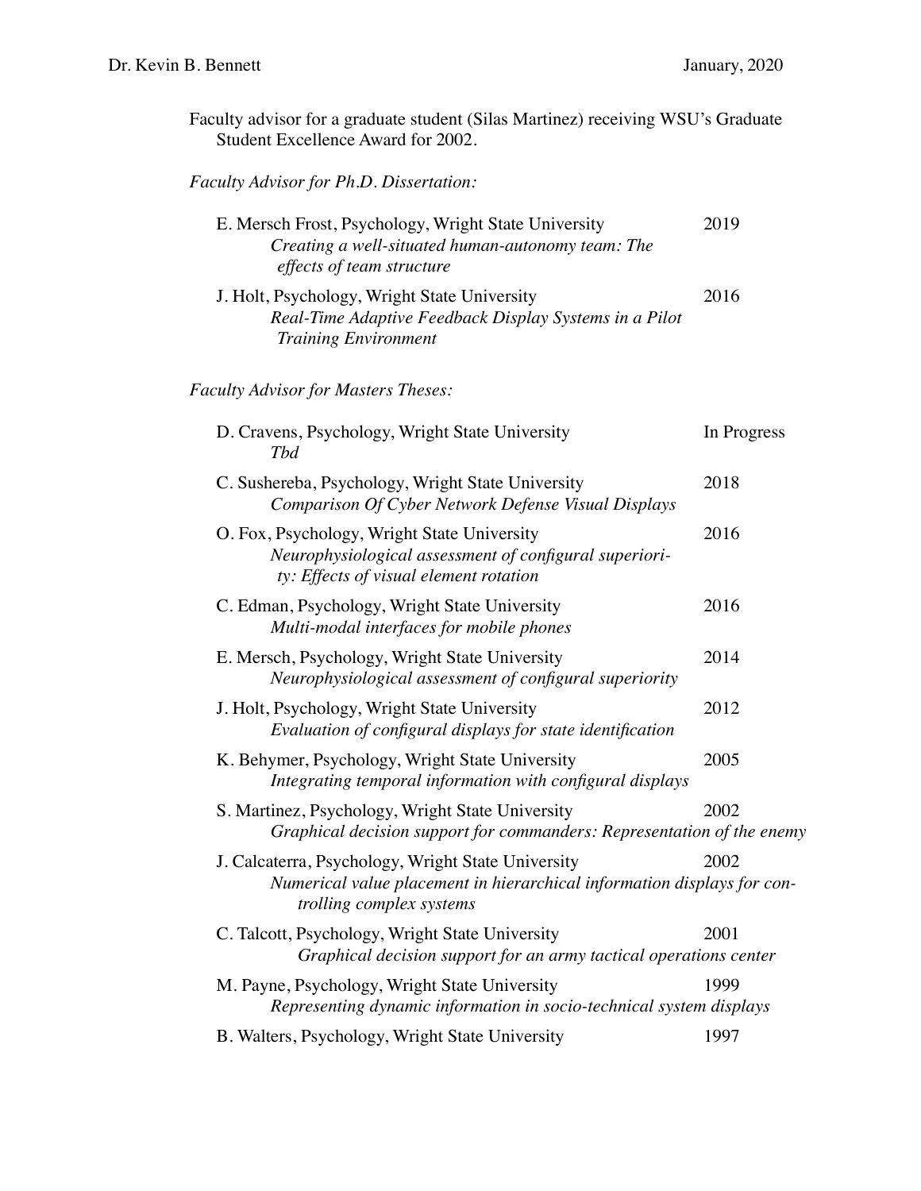Faculty advisor for a graduate student (Silas Martinez) receiving WSU's Graduate Student Excellence Award for 2002.

*Faculty Advisor for Ph.D. Dissertation:*

E. Mersch Frost, Psychology, Wright State University — 2019
*Creating a well-situated human-autonomy team: The effects of team structure*

J. Holt, Psychology, Wright State University — 2016
*Real-Time Adaptive Feedback Display Systems in a Pilot Training Environment*

*Faculty Advisor for Masters Theses:*

D. Cravens, Psychology, Wright State University — In Progress
*Tbd*

C. Sushereba, Psychology, Wright State University — 2018
*Comparison Of Cyber Network Defense Visual Displays*

O. Fox, Psychology, Wright State University — 2016
*Neurophysiological assessment of configural superiority: Effects of visual element rotation*

C. Edman, Psychology, Wright State University — 2016
*Multi-modal interfaces for mobile phones*

E. Mersch, Psychology, Wright State University — 2014
*Neurophysiological assessment of configural superiority*

J. Holt, Psychology, Wright State University — 2012
*Evaluation of configural displays for state identification*

K. Behymer, Psychology, Wright State University — 2005
*Integrating temporal information with configural displays*

S. Martinez, Psychology, Wright State University — 2002
*Graphical decision support for commanders: Representation of the enemy*

J. Calcaterra, Psychology, Wright State University — 2002
*Numerical value placement in hierarchical information displays for controlling complex systems*

C. Talcott, Psychology, Wright State University — 2001
*Graphical decision support for an army tactical operations center*

M. Payne, Psychology, Wright State University — 1999
*Representing dynamic information in socio-technical system displays*

B. Walters, Psychology, Wright State University — 1997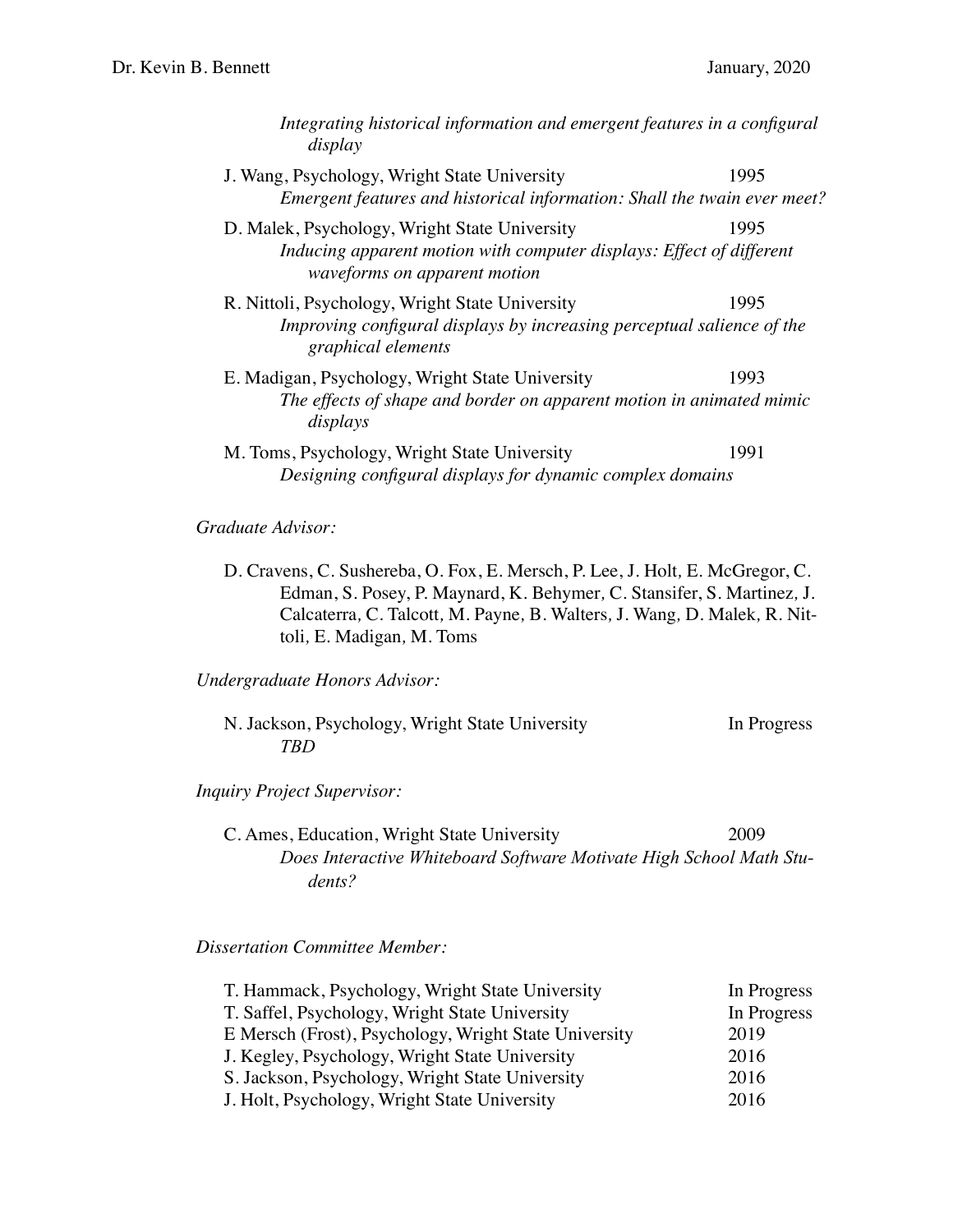*Integrating historical information and emergent features in a configural display*

J. Wang, Psychology, Wright State University — 1995
*Emergent features and historical information: Shall the twain ever meet?*

D. Malek, Psychology, Wright State University — 1995
*Inducing apparent motion with computer displays: Effect of different waveforms on apparent motion*

R. Nittoli, Psychology, Wright State University — 1995
*Improving configural displays by increasing perceptual salience of the graphical elements*

E. Madigan, Psychology, Wright State University — 1993
*The effects of shape and border on apparent motion in animated mimic displays*

M. Toms, Psychology, Wright State University — 1991
*Designing configural displays for dynamic complex domains*

*Graduate Advisor:*

D. Cravens, C. Sushereba, O. Fox, E. Mersch, P. Lee, J. Holt, E. McGregor, C. Edman, S. Posey, P. Maynard, K. Behymer, C. Stansifer, S. Martinez, J. Calcaterra, C. Talcott, M. Payne, B. Walters, J. Wang, D. Malek, R. Nittoli, E. Madigan, M. Toms

*Undergraduate Honors Advisor:*

N. Jackson, Psychology, Wright State University — In Progress
*TBD*

*Inquiry Project Supervisor:*

C. Ames, Education, Wright State University — 2009
*Does Interactive Whiteboard Software Motivate High School Math Students?*

*Dissertation Committee Member:*

T. Hammack, Psychology, Wright State University — In Progress
T. Saffel, Psychology, Wright State University — In Progress
E Mersch (Frost), Psychology, Wright State University — 2019
J. Kegley, Psychology, Wright State University — 2016
S. Jackson, Psychology, Wright State University — 2016
J. Holt, Psychology, Wright State University — 2016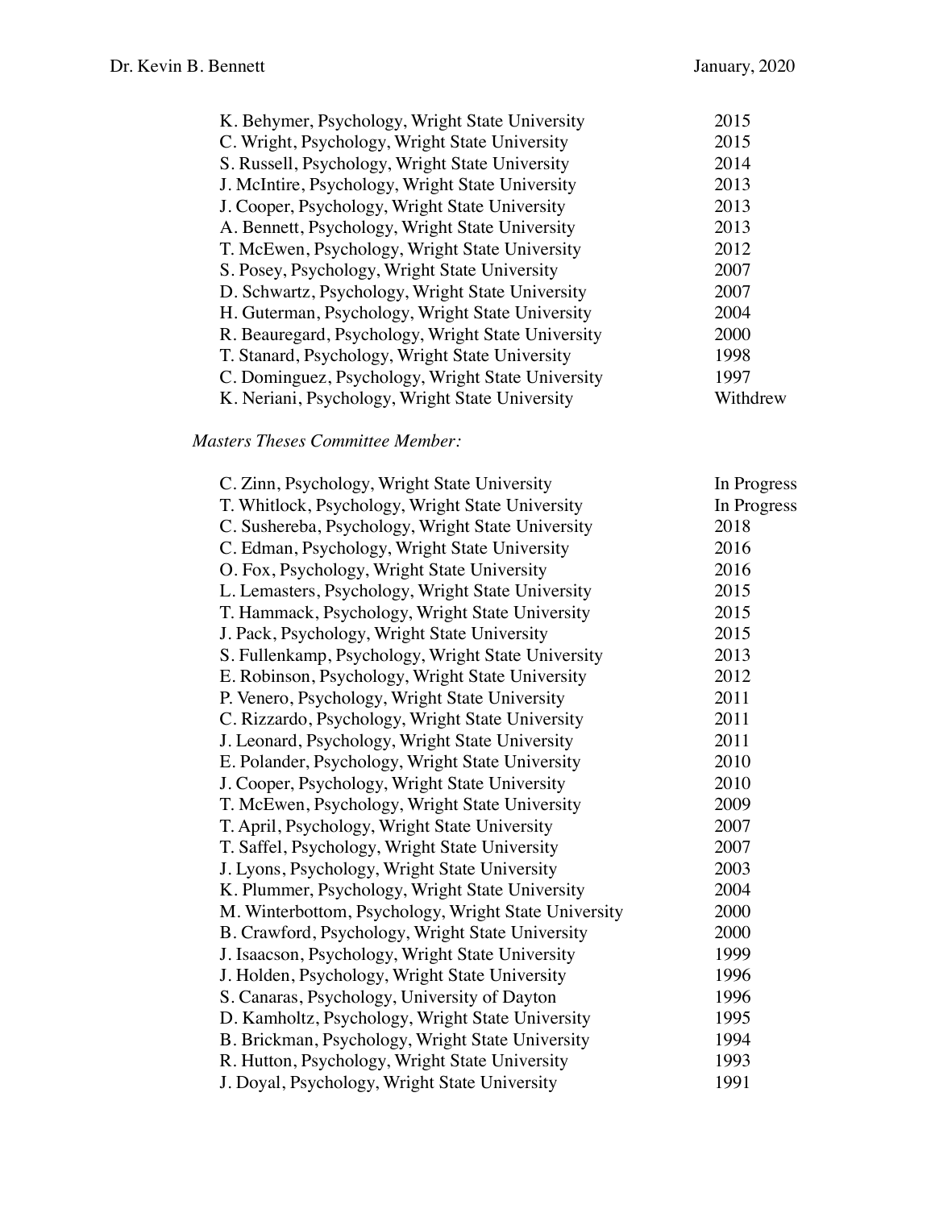| | |
|---|---|
| K. Behymer, Psychology, Wright State University | 2015 |
| C. Wright, Psychology, Wright State University | 2015 |
| S. Russell, Psychology, Wright State University | 2014 |
| J. McIntire, Psychology, Wright State University | 2013 |
| J. Cooper, Psychology, Wright State University | 2013 |
| A. Bennett, Psychology, Wright State University | 2013 |
| T. McEwen, Psychology, Wright State University | 2012 |
| S. Posey, Psychology, Wright State University | 2007 |
| D. Schwartz, Psychology, Wright State University | 2007 |
| H. Guterman, Psychology, Wright State University | 2004 |
| R. Beauregard, Psychology, Wright State University | 2000 |
| T. Stanard, Psychology, Wright State University | 1998 |
| C. Dominguez, Psychology, Wright State University | 1997 |
| K. Neriani, Psychology, Wright State University | Withdrew |

*Masters Theses Committee Member:*

| | |
|---|---|
| C. Zinn, Psychology, Wright State University | In Progress |
| T. Whitlock, Psychology, Wright State University | In Progress |
| C. Sushereba, Psychology, Wright State University | 2018 |
| C. Edman, Psychology, Wright State University | 2016 |
| O. Fox, Psychology, Wright State University | 2016 |
| L. Lemasters, Psychology, Wright State University | 2015 |
| T. Hammack, Psychology, Wright State University | 2015 |
| J. Pack, Psychology, Wright State University | 2015 |
| S. Fullenkamp, Psychology, Wright State University | 2013 |
| E. Robinson, Psychology, Wright State University | 2012 |
| P. Venero, Psychology, Wright State University | 2011 |
| C. Rizzardo, Psychology, Wright State University | 2011 |
| J. Leonard, Psychology, Wright State University | 2011 |
| E. Polander, Psychology, Wright State University | 2010 |
| J. Cooper, Psychology, Wright State University | 2010 |
| T. McEwen, Psychology, Wright State University | 2009 |
| T. April, Psychology, Wright State University | 2007 |
| T. Saffel, Psychology, Wright State University | 2007 |
| J. Lyons, Psychology, Wright State University | 2003 |
| K. Plummer, Psychology, Wright State University | 2004 |
| M. Winterbottom, Psychology, Wright State University | 2000 |
| B. Crawford, Psychology, Wright State University | 2000 |
| J. Isaacson, Psychology, Wright State University | 1999 |
| J. Holden, Psychology, Wright State University | 1996 |
| S. Canaras, Psychology, University of Dayton | 1996 |
| D. Kamholtz, Psychology, Wright State University | 1995 |
| B. Brickman, Psychology, Wright State University | 1994 |
| R. Hutton, Psychology, Wright State University | 1993 |
| J. Doyal, Psychology, Wright State University | 1991 |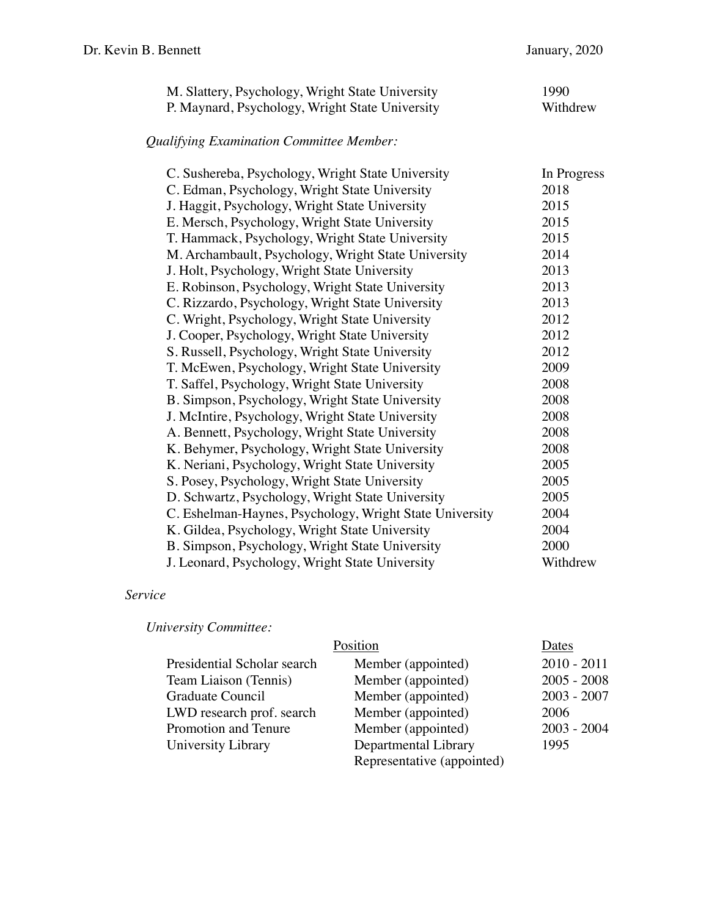| | |
|---|---|
| M. Slattery, Psychology, Wright State University | 1990 |
| P. Maynard, Psychology, Wright State University | Withdrew |

*Qualifying Examination Committee Member:*

| | |
|---|---|
| C. Sushereba, Psychology, Wright State University | In Progress |
| C. Edman, Psychology, Wright State University | 2018 |
| J. Haggit, Psychology, Wright State University | 2015 |
| E. Mersch, Psychology, Wright State University | 2015 |
| T. Hammack, Psychology, Wright State University | 2015 |
| M. Archambault, Psychology, Wright State University | 2014 |
| J. Holt, Psychology, Wright State University | 2013 |
| E. Robinson, Psychology, Wright State University | 2013 |
| C. Rizzardo, Psychology, Wright State University | 2013 |
| C. Wright, Psychology, Wright State University | 2012 |
| J. Cooper, Psychology, Wright State University | 2012 |
| S. Russell, Psychology, Wright State University | 2012 |
| T. McEwen, Psychology, Wright State University | 2009 |
| T. Saffel, Psychology, Wright State University | 2008 |
| B. Simpson, Psychology, Wright State University | 2008 |
| J. McIntire, Psychology, Wright State University | 2008 |
| A. Bennett, Psychology, Wright State University | 2008 |
| K. Behymer, Psychology, Wright State University | 2008 |
| K. Neriani, Psychology, Wright State University | 2005 |
| S. Posey, Psychology, Wright State University | 2005 |
| D. Schwartz, Psychology, Wright State University | 2005 |
| C. Eshelman-Haynes, Psychology, Wright State University | 2004 |
| K. Gildea, Psychology, Wright State University | 2004 |
| B. Simpson, Psychology, Wright State University | 2000 |
| J. Leonard, Psychology, Wright State University | Withdrew |

*Service*

*University Committee:*

| | Position | Dates |
|---|---|---|
| Presidential Scholar search | Member (appointed) | 2010 - 2011 |
| Team Liaison (Tennis) | Member (appointed) | 2005 - 2008 |
| Graduate Council | Member (appointed) | 2003 - 2007 |
| LWD research prof. search | Member (appointed) | 2006 |
| Promotion and Tenure | Member (appointed) | 2003 - 2004 |
| University Library | Departmental Library Representative (appointed) | 1995 |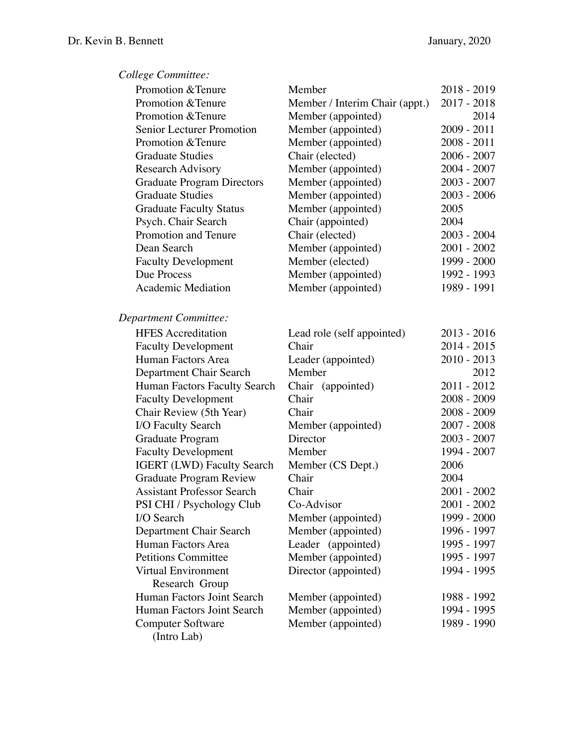*College Committee:*

| | | |
|---|---|---|
| Promotion &Tenure | Member | 2018 - 2019 |
| Promotion &Tenure | Member / Interim Chair (appt.) | 2017 - 2018 |
| Promotion &Tenure | Member (appointed) | 2014 |
| Senior Lecturer Promotion | Member (appointed) | 2009 - 2011 |
| Promotion &Tenure | Member (appointed) | 2008 - 2011 |
| Graduate Studies | Chair (elected) | 2006 - 2007 |
| Research Advisory | Member (appointed) | 2004 - 2007 |
| Graduate Program Directors | Member (appointed) | 2003 - 2007 |
| Graduate Studies | Member (appointed) | 2003 - 2006 |
| Graduate Faculty Status | Member (appointed) | 2005 |
| Psych. Chair Search | Chair (appointed) | 2004 |
| Promotion and Tenure | Chair (elected) | 2003 - 2004 |
| Dean Search | Member (appointed) | 2001 - 2002 |
| Faculty Development | Member (elected) | 1999 - 2000 |
| Due Process | Member (appointed) | 1992 - 1993 |
| Academic Mediation | Member (appointed) | 1989 - 1991 |

*Department Committee:*

| | | |
|---|---|---|
| HFES Accreditation | Lead role (self appointed) | 2013 - 2016 |
| Faculty Development | Chair | 2014 - 2015 |
| Human Factors Area | Leader (appointed) | 2010 - 2013 |
| Department Chair Search | Member | 2012 |
| Human Factors Faculty Search | Chair (appointed) | 2011 - 2012 |
| Faculty Development | Chair | 2008 - 2009 |
| Chair Review (5th Year) | Chair | 2008 - 2009 |
| I/O Faculty Search | Member (appointed) | 2007 - 2008 |
| Graduate Program | Director | 2003 - 2007 |
| Faculty Development | Member | 1994 - 2007 |
| IGERT (LWD) Faculty Search | Member (CS Dept.) | 2006 |
| Graduate Program Review | Chair | 2004 |
| Assistant Professor Search | Chair | 2001 - 2002 |
| PSI CHI / Psychology Club | Co-Advisor | 2001 - 2002 |
| I/O Search | Member (appointed) | 1999 - 2000 |
| Department Chair Search | Member (appointed) | 1996 - 1997 |
| Human Factors Area | Leader (appointed) | 1995 - 1997 |
| Petitions Committee | Member (appointed) | 1995 - 1997 |
| Virtual Environment Research Group | Director (appointed) | 1994 - 1995 |
| Human Factors Joint Search | Member (appointed) | 1988 - 1992 |
| Human Factors Joint Search | Member (appointed) | 1994 - 1995 |
| Computer Software (Intro Lab) | Member (appointed) | 1989 - 1990 |